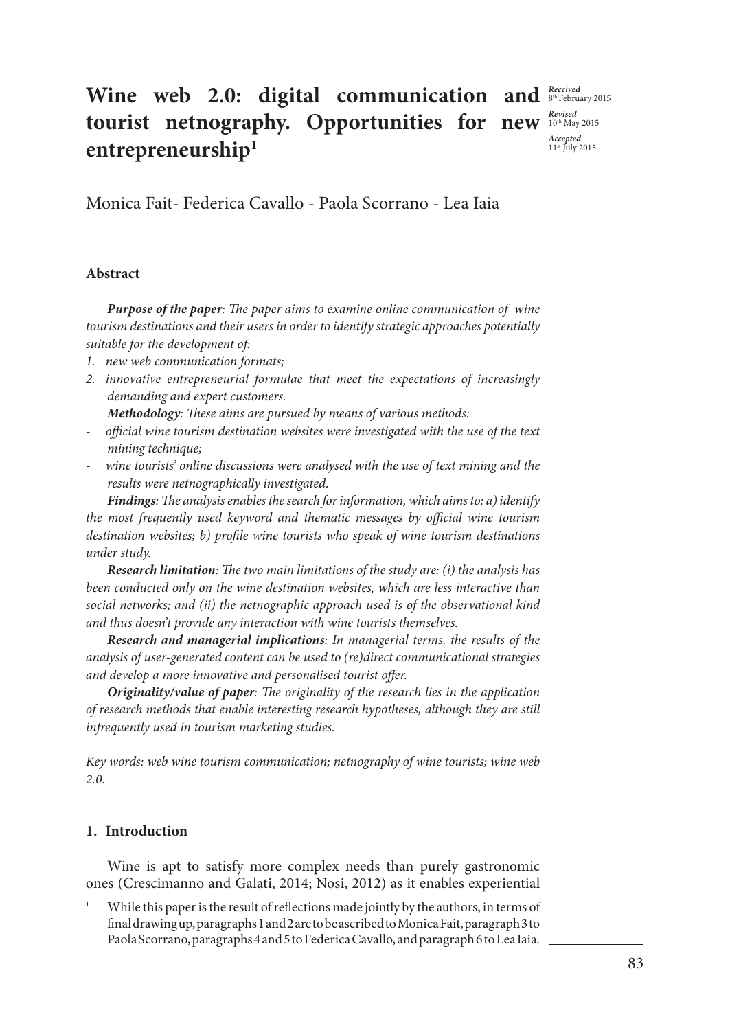# Wine web 2.0: digital communication and tourist netnography. Opportunities for new entrepreneurship[1]

*Received* 8th February 2015
*Revised* 10th May 2015
*Accepted* 11st July 2015

Monica Fait- Federica Cavallo - Paola Scorrano - Lea Iaia

## Abstract

***Purpose of the paper***: *The paper aims to examine online communication of wine tourism destinations and their users in order to identify strategic approaches potentially suitable for the development of:*

1. *new web communication formats;*
2. *innovative entrepreneurial formulae that meet the expectations of increasingly demanding and expert customers.*

***Methodology***: *These aims are pursued by means of various methods:*

- *official wine tourism destination websites were investigated with the use of the text mining technique;*
- *wine tourists' online discussions were analysed with the use of text mining and the results were netnographically investigated.*

***Findings***: *The analysis enables the search for information, which aims to: a) identify the most frequently used keyword and thematic messages by official wine tourism destination websites; b) profile wine tourists who speak of wine tourism destinations under study.*

***Research limitation***: *The two main limitations of the study are: (i) the analysis has been conducted only on the wine destination websites, which are less interactive than social networks; and (ii) the netnographic approach used is of the observational kind and thus doesn't provide any interaction with wine tourists themselves.*

***Research and managerial implications***: *In managerial terms, the results of the analysis of user-generated content can be used to (re)direct communicational strategies and develop a more innovative and personalised tourist offer.*

***Originality/value of paper***: *The originality of the research lies in the application of research methods that enable interesting research hypotheses, although they are still infrequently used in tourism marketing studies.*

*Key words: web wine tourism communication; netnography of wine tourists; wine web 2.0.*

## 1. Introduction

Wine is apt to satisfy more complex needs than purely gastronomic ones (Crescimanno and Galati, 2014; Nosi, 2012) as it enables experiential

[1] While this paper is the result of reflections made jointly by the authors, in terms of final drawing up, paragraphs 1 and 2 are to be ascribed to Monica Fait, paragraph 3 to Paola Scorrano, paragraphs 4 and 5 to Federica Cavallo, and paragraph 6 to Lea Iaia.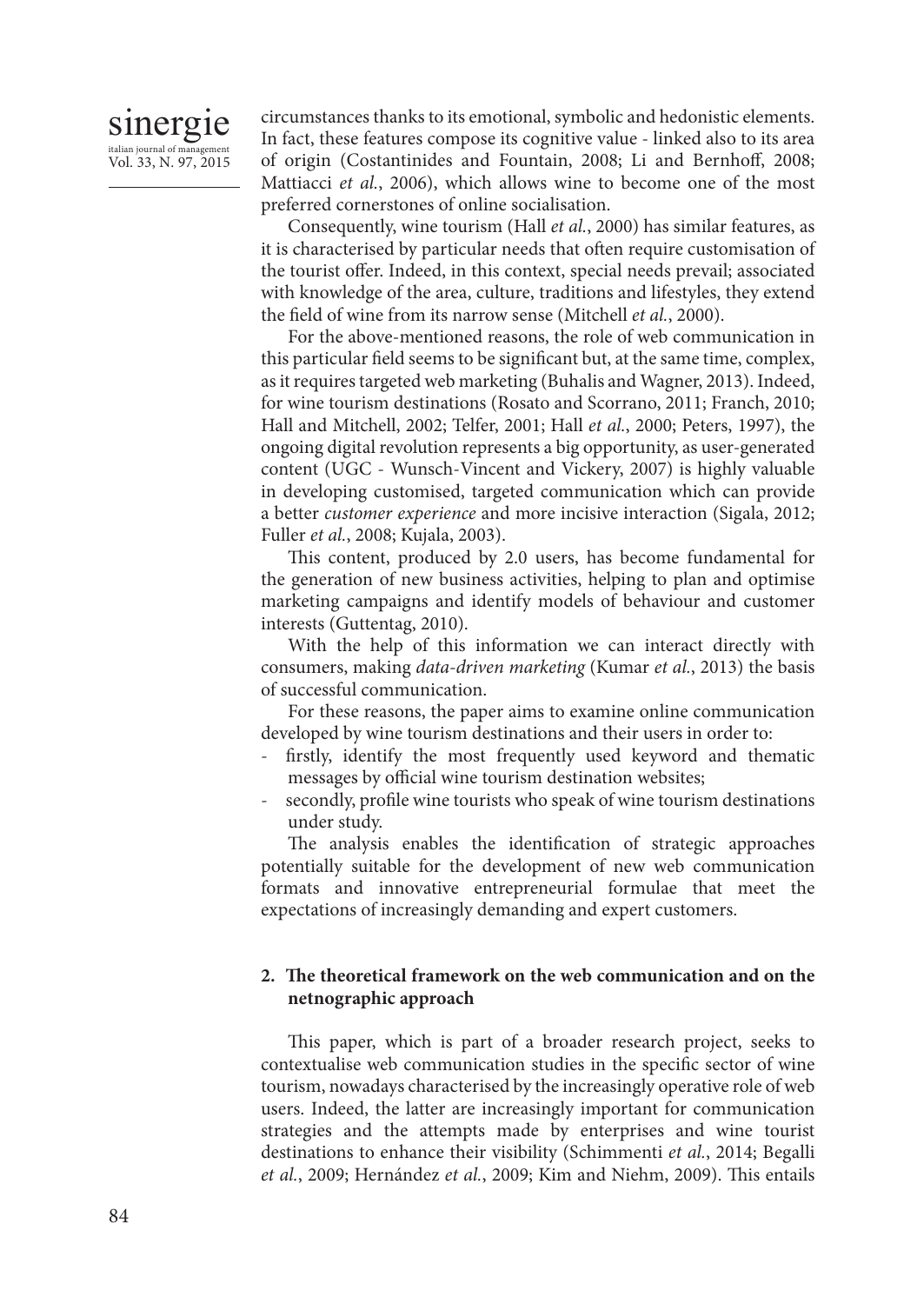circumstances thanks to its emotional, symbolic and hedonistic elements. In fact, these features compose its cognitive value - linked also to its area of origin (Costantinides and Fountain, 2008; Li and Bernhoff, 2008; Mattiacci *et al.*, 2006), which allows wine to become one of the most preferred cornerstones of online socialisation.

Consequently, wine tourism (Hall *et al.*, 2000) has similar features, as it is characterised by particular needs that often require customisation of the tourist offer. Indeed, in this context, special needs prevail; associated with knowledge of the area, culture, traditions and lifestyles, they extend the field of wine from its narrow sense (Mitchell *et al.*, 2000).

For the above-mentioned reasons, the role of web communication in this particular field seems to be significant but, at the same time, complex, as it requires targeted web marketing (Buhalis and Wagner, 2013). Indeed, for wine tourism destinations (Rosato and Scorrano, 2011; Franch, 2010; Hall and Mitchell, 2002; Telfer, 2001; Hall *et al.*, 2000; Peters, 1997), the ongoing digital revolution represents a big opportunity, as user-generated content (UGC - Wunsch-Vincent and Vickery, 2007) is highly valuable in developing customised, targeted communication which can provide a better *customer experience* and more incisive interaction (Sigala, 2012; Fuller *et al.*, 2008; Kujala, 2003).

This content, produced by 2.0 users, has become fundamental for the generation of new business activities, helping to plan and optimise marketing campaigns and identify models of behaviour and customer interests (Guttentag, 2010).

With the help of this information we can interact directly with consumers, making *data-driven marketing* (Kumar *et al.*, 2013) the basis of successful communication.

For these reasons, the paper aims to examine online communication developed by wine tourism destinations and their users in order to:

- firstly, identify the most frequently used keyword and thematic messages by official wine tourism destination websites;
- secondly, profile wine tourists who speak of wine tourism destinations under study.

The analysis enables the identification of strategic approaches potentially suitable for the development of new web communication formats and innovative entrepreneurial formulae that meet the expectations of increasingly demanding and expert customers.

## 2. The theoretical framework on the web communication and on the netnographic approach

This paper, which is part of a broader research project, seeks to contextualise web communication studies in the specific sector of wine tourism, nowadays characterised by the increasingly operative role of web users. Indeed, the latter are increasingly important for communication strategies and the attempts made by enterprises and wine tourist destinations to enhance their visibility (Schimmenti *et al.*, 2014; Begalli *et al.*, 2009; Hernández *et al.*, 2009; Kim and Niehm, 2009). This entails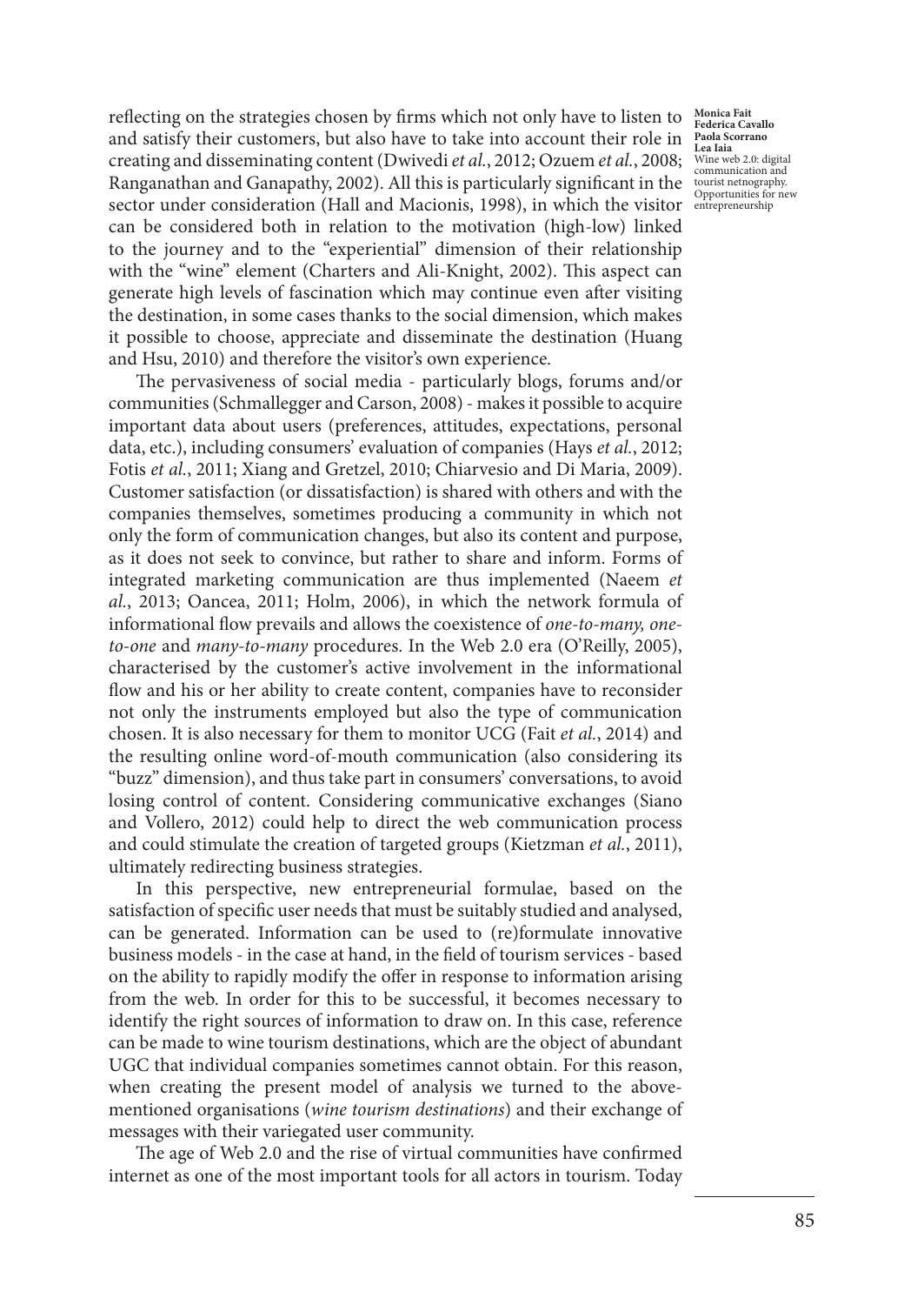reflecting on the strategies chosen by firms which not only have to listen to and satisfy their customers, but also have to take into account their role in creating and disseminating content (Dwivedi *et al.*, 2012; Ozuem *et al.*, 2008; Ranganathan and Ganapathy, 2002). All this is particularly significant in the sector under consideration (Hall and Macionis, 1998), in which the visitor can be considered both in relation to the motivation (high-low) linked to the journey and to the "experiential" dimension of their relationship with the "wine" element (Charters and Ali-Knight, 2002). This aspect can generate high levels of fascination which may continue even after visiting the destination, in some cases thanks to the social dimension, which makes it possible to choose, appreciate and disseminate the destination (Huang and Hsu, 2010) and therefore the visitor's own experience.

The pervasiveness of social media - particularly blogs, forums and/or communities (Schmallegger and Carson, 2008) - makes it possible to acquire important data about users (preferences, attitudes, expectations, personal data, etc.), including consumers' evaluation of companies (Hays *et al.*, 2012; Fotis *et al.*, 2011; Xiang and Gretzel, 2010; Chiarvesio and Di Maria, 2009). Customer satisfaction (or dissatisfaction) is shared with others and with the companies themselves, sometimes producing a community in which not only the form of communication changes, but also its content and purpose, as it does not seek to convince, but rather to share and inform. Forms of integrated marketing communication are thus implemented (Naeem *et al.*, 2013; Oancea, 2011; Holm, 2006), in which the network formula of informational flow prevails and allows the coexistence of *one-to-many, one-to-one* and *many-to-many* procedures. In the Web 2.0 era (O'Reilly, 2005), characterised by the customer's active involvement in the informational flow and his or her ability to create content, companies have to reconsider not only the instruments employed but also the type of communication chosen. It is also necessary for them to monitor UCG (Fait *et al.*, 2014) and the resulting online word-of-mouth communication (also considering its "buzz" dimension), and thus take part in consumers' conversations, to avoid losing control of content. Considering communicative exchanges (Siano and Vollero, 2012) could help to direct the web communication process and could stimulate the creation of targeted groups (Kietzman *et al.*, 2011), ultimately redirecting business strategies.

In this perspective, new entrepreneurial formulae, based on the satisfaction of specific user needs that must be suitably studied and analysed, can be generated. Information can be used to (re)formulate innovative business models - in the case at hand, in the field of tourism services - based on the ability to rapidly modify the offer in response to information arising from the web. In order for this to be successful, it becomes necessary to identify the right sources of information to draw on. In this case, reference can be made to wine tourism destinations, which are the object of abundant UGC that individual companies sometimes cannot obtain. For this reason, when creating the present model of analysis we turned to the above-mentioned organisations (*wine tourism destinations*) and their exchange of messages with their variegated user community.

The age of Web 2.0 and the rise of virtual communities have confirmed internet as one of the most important tools for all actors in tourism. Today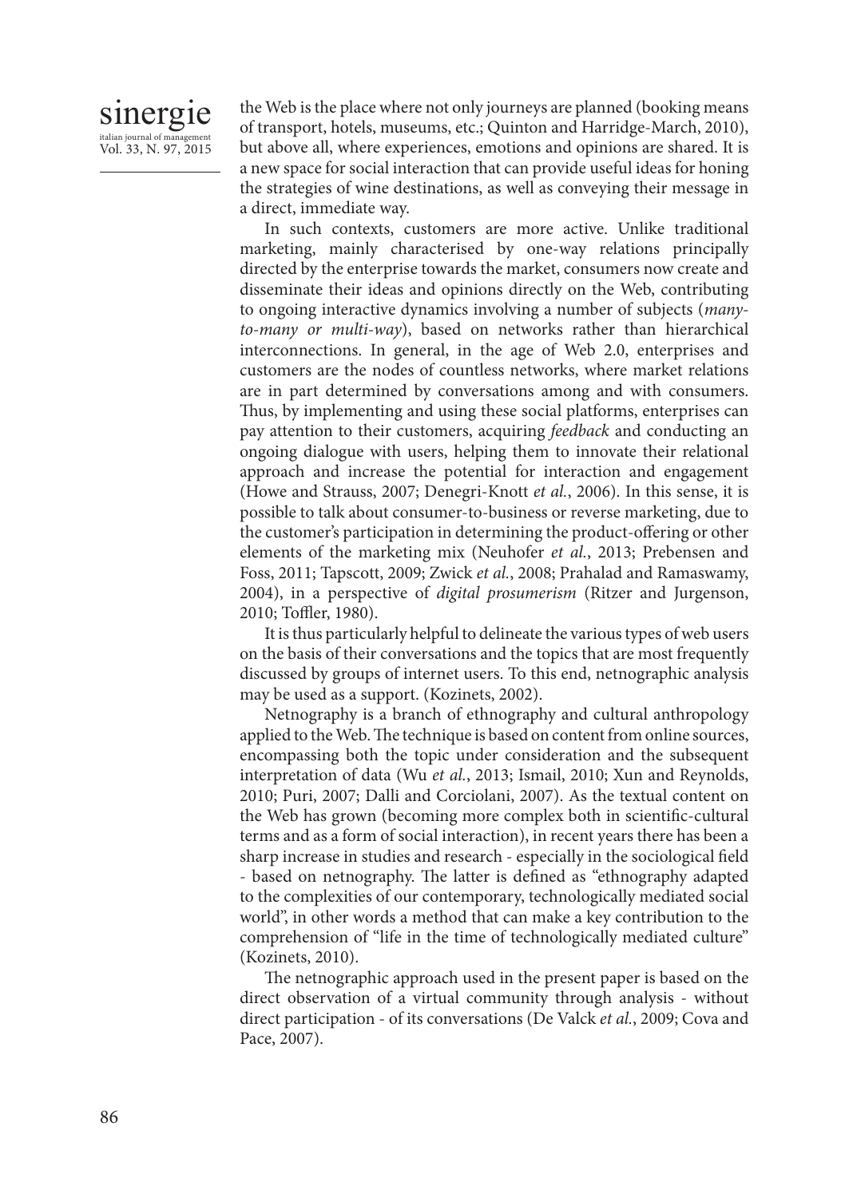the Web is the place where not only journeys are planned (booking means of transport, hotels, museums, etc.; Quinton and Harridge-March, 2010), but above all, where experiences, emotions and opinions are shared. It is a new space for social interaction that can provide useful ideas for honing the strategies of wine destinations, as well as conveying their message in a direct, immediate way.

In such contexts, customers are more active. Unlike traditional marketing, mainly characterised by one-way relations principally directed by the enterprise towards the market, consumers now create and disseminate their ideas and opinions directly on the Web, contributing to ongoing interactive dynamics involving a number of subjects (*many-to-many or multi-way*), based on networks rather than hierarchical interconnections. In general, in the age of Web 2.0, enterprises and customers are the nodes of countless networks, where market relations are in part determined by conversations among and with consumers. Thus, by implementing and using these social platforms, enterprises can pay attention to their customers, acquiring *feedback* and conducting an ongoing dialogue with users, helping them to innovate their relational approach and increase the potential for interaction and engagement (Howe and Strauss, 2007; Denegri-Knott *et al.*, 2006). In this sense, it is possible to talk about consumer-to-business or reverse marketing, due to the customer's participation in determining the product-offering or other elements of the marketing mix (Neuhofer *et al.*, 2013; Prebensen and Foss, 2011; Tapscott, 2009; Zwick *et al.*, 2008; Prahalad and Ramaswamy, 2004), in a perspective of *digital prosumerism* (Ritzer and Jurgenson, 2010; Toffler, 1980).

It is thus particularly helpful to delineate the various types of web users on the basis of their conversations and the topics that are most frequently discussed by groups of internet users. To this end, netnographic analysis may be used as a support. (Kozinets, 2002).

Netnography is a branch of ethnography and cultural anthropology applied to the Web. The technique is based on content from online sources, encompassing both the topic under consideration and the subsequent interpretation of data (Wu *et al.*, 2013; Ismail, 2010; Xun and Reynolds, 2010; Puri, 2007; Dalli and Corciolani, 2007). As the textual content on the Web has grown (becoming more complex both in scientific-cultural terms and as a form of social interaction), in recent years there has been a sharp increase in studies and research - especially in the sociological field - based on netnography. The latter is defined as "ethnography adapted to the complexities of our contemporary, technologically mediated social world", in other words a method that can make a key contribution to the comprehension of "life in the time of technologically mediated culture" (Kozinets, 2010).

The netnographic approach used in the present paper is based on the direct observation of a virtual community through analysis - without direct participation - of its conversations (De Valck *et al.*, 2009; Cova and Pace, 2007).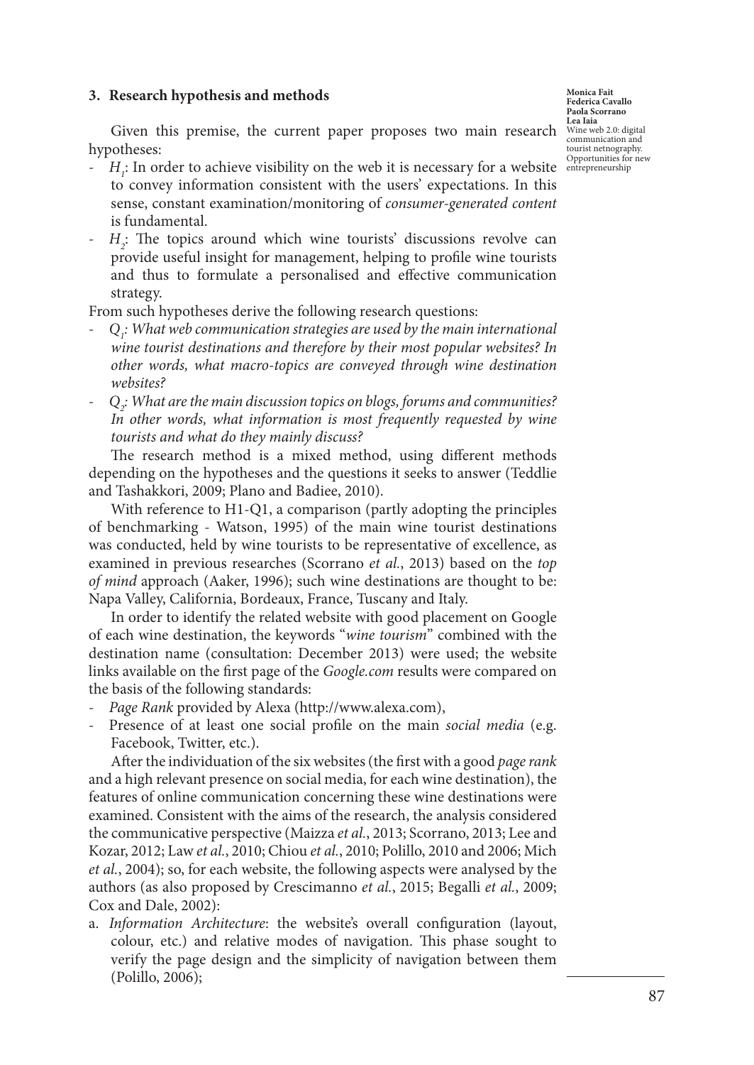## 3. Research hypothesis and methods

Given this premise, the current paper proposes two main research hypotheses:

- $H_1$: In order to achieve visibility on the web it is necessary for a website to convey information consistent with the users' expectations. In this sense, constant examination/monitoring of *consumer-generated content* is fundamental.
- $H_2$: The topics around which wine tourists' discussions revolve can provide useful insight for management, helping to profile wine tourists and thus to formulate a personalised and effective communication strategy.

From such hypotheses derive the following research questions:

- *$Q_1$: What web communication strategies are used by the main international wine tourist destinations and therefore by their most popular websites? In other words, what macro-topics are conveyed through wine destination websites?*
- *$Q_2$: What are the main discussion topics on blogs, forums and communities? In other words, what information is most frequently requested by wine tourists and what do they mainly discuss?*

The research method is a mixed method, using different methods depending on the hypotheses and the questions it seeks to answer (Teddlie and Tashakkori, 2009; Plano and Badiee, 2010).

With reference to H1-Q1, a comparison (partly adopting the principles of benchmarking - Watson, 1995) of the main wine tourist destinations was conducted, held by wine tourists to be representative of excellence, as examined in previous researches (Scorrano *et al.*, 2013) based on the *top of mind* approach (Aaker, 1996); such wine destinations are thought to be: Napa Valley, California, Bordeaux, France, Tuscany and Italy.

In order to identify the related website with good placement on Google of each wine destination, the keywords "*wine tourism*" combined with the destination name (consultation: December 2013) were used; the website links available on the first page of the *Google.com* results were compared on the basis of the following standards:

- *Page Rank* provided by Alexa (http://www.alexa.com),
- Presence of at least one social profile on the main *social media* (e.g. Facebook, Twitter, etc.).

After the individuation of the six websites (the first with a good *page rank* and a high relevant presence on social media, for each wine destination), the features of online communication concerning these wine destinations were examined. Consistent with the aims of the research, the analysis considered the communicative perspective (Maizza *et al.*, 2013; Scorrano, 2013; Lee and Kozar, 2012; Law *et al.*, 2010; Chiou *et al.*, 2010; Polillo, 2010 and 2006; Mich *et al.*, 2004); so, for each website, the following aspects were analysed by the authors (as also proposed by Crescimanno *et al.*, 2015; Begalli *et al.*, 2009; Cox and Dale, 2002):

a. *Information Architecture*: the website's overall configuration (layout, colour, etc.) and relative modes of navigation. This phase sought to verify the page design and the simplicity of navigation between them (Polillo, 2006);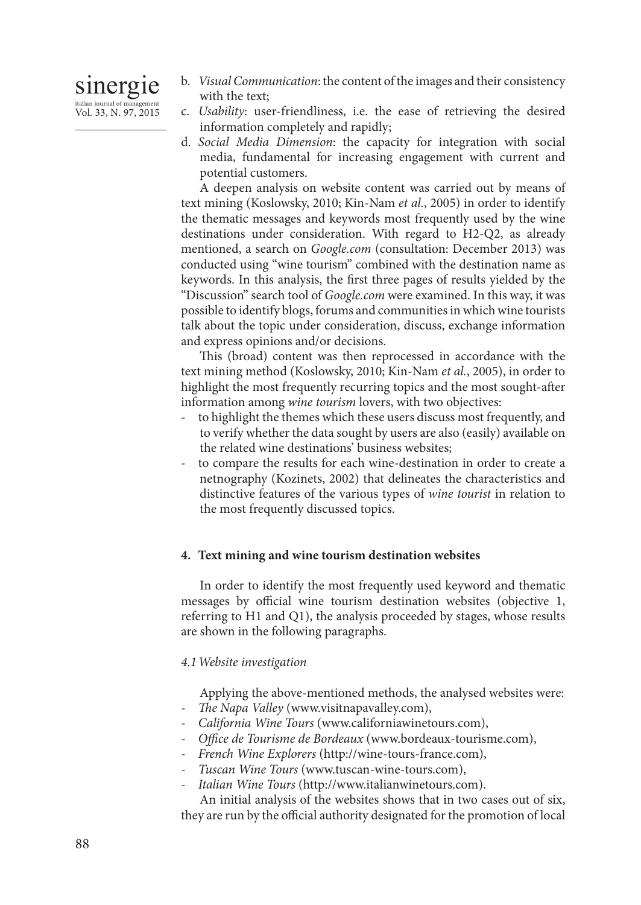b. *Visual Communication*: the content of the images and their consistency with the text;
c. *Usability*: user-friendliness, i.e. the ease of retrieving the desired information completely and rapidly;
d. *Social Media Dimension*: the capacity for integration with social media, fundamental for increasing engagement with current and potential customers.

A deepen analysis on website content was carried out by means of text mining (Koslowsky, 2010; Kin-Nam *et al.*, 2005) in order to identify the thematic messages and keywords most frequently used by the wine destinations under consideration. With regard to H2-Q2, as already mentioned, a search on *Google.com* (consultation: December 2013) was conducted using "wine tourism" combined with the destination name as keywords. In this analysis, the first three pages of results yielded by the "Discussion" search tool of *Google.com* were examined. In this way, it was possible to identify blogs, forums and communities in which wine tourists talk about the topic under consideration, discuss, exchange information and express opinions and/or decisions.

This (broad) content was then reprocessed in accordance with the text mining method (Koslowsky, 2010; Kin-Nam *et al.*, 2005), in order to highlight the most frequently recurring topics and the most sought-after information among *wine tourism* lovers, with two objectives:

- to highlight the themes which these users discuss most frequently, and to verify whether the data sought by users are also (easily) available on the related wine destinations' business websites;
- to compare the results for each wine-destination in order to create a netnography (Kozinets, 2002) that delineates the characteristics and distinctive features of the various types of *wine tourist* in relation to the most frequently discussed topics.

## 4. Text mining and wine tourism destination websites

In order to identify the most frequently used keyword and thematic messages by official wine tourism destination websites (objective 1, referring to H1 and Q1), the analysis proceeded by stages, whose results are shown in the following paragraphs.

### *4.1 Website investigation*

Applying the above-mentioned methods, the analysed websites were:

- *The Napa Valley* (www.visitnapavalley.com),
- *California Wine Tours* (www.californiawinetours.com),
- *Office de Tourisme de Bordeaux* (www.bordeaux-tourisme.com),
- *French Wine Explorers* (http://wine-tours-france.com),
- *Tuscan Wine Tours* (www.tuscan-wine-tours.com),
- *Italian Wine Tours* (http://www.italianwinetours.com).

An initial analysis of the websites shows that in two cases out of six, they are run by the official authority designated for the promotion of local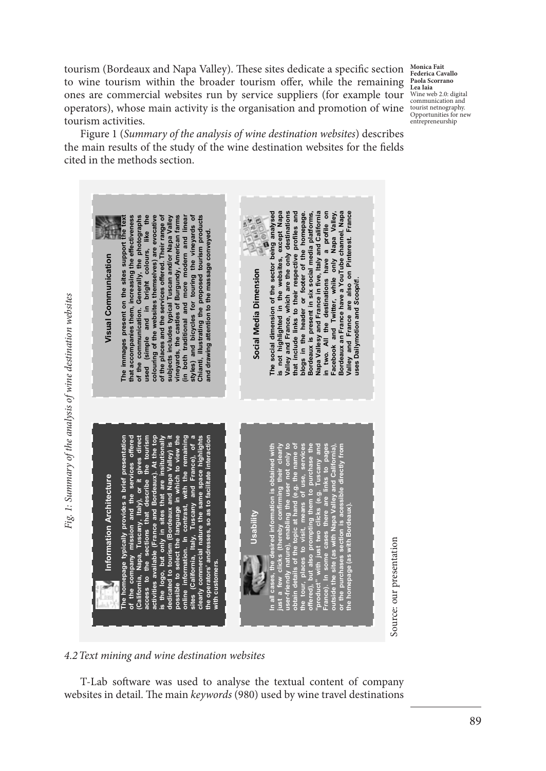tourism (Bordeaux and Napa Valley). These sites dedicate a specific section to wine tourism within the broader tourism offer, while the remaining ones are commercial websites run by service suppliers (for example tour operators), whose main activity is the organisation and promotion of wine tourism activities.

Figure 1 (*Summary of the analysis of wine destination websites*) describes the main results of the study of the wine destination websites for the fields cited in the methods section.

*Fig. 1: Summary of the analysis of wine destination websites*

**Information Architecture**

The homepage typically provides a brief presentation of the company mission and the services offered (California, Napa, Tuscany, Italy), or it gives direct access to the sections that describe the tourism activities available (France and Bordeaux). At the top is the logo, but only in sites that are insitutionally dedicated to tourism (Bordeaux and Napa Valley) is it possible to select the language in which to view the online information. In contrast, with the remaining sites (California, Italy, Tuscany and France), of a clearly commercial nature the same space highlights the operators' andresses, so as to facilitate interaction with customers.

**Visual Communication**

The immages present on the sites support the text that accompanies them, increasing the effectiveness of the communication. Generally, the photographs used (simple and in bright colours, like the colouring of the websites themselves) are evocative of the places and the services offered. Their range of subjects includes typical Tuscan and/or Napa Valley vineyards, the castles of Burgundy, American farms (in both traditional and more modern and linear styles) and bicycles for touring the vineyards of Chianti, illustrating the proposed tourism products and drawing attention to the massage conveyed.

**Usability**

In all cases, the desired information is obtained with just a few clicks (thereby confirming their clearly user-friendly nature), enabling the user not only to obtain details of the topic at hand (e.g. the name of the tour, places to visit, means of use, services offered), but also prompting them to purchase the "product" with just two clicks (e.g. Tuscany and France). In some cases there are links to pages outside the site (as with Napa Valley and California), or the purchases section is acessible directly from the homepage (as with Bordeaux).

**Social Media Dimension**

The social dimension of the sector being analysed is not highlighted in the websites, except Napa Valley and France, which are the only destinations that include links to their respective profiles and blogs in the header or footer of the homepage. Bordeaux is present in six social media platforms, Napa Vallesy and France in five, Italy and California in two. All the destinations have a profile on Facebook and Twitter, while only Napa Valley, Bordeaux an France have a YouTube channel. Napa Valley and France are also on Pinterest. France uses Dailymotion and *Scoopit!*.

Source: our presentation

*4.2 Text mining and wine destination websites*

T-Lab software was used to analyse the textual content of company websites in detail. The main *keywords* (980) used by wine travel destinations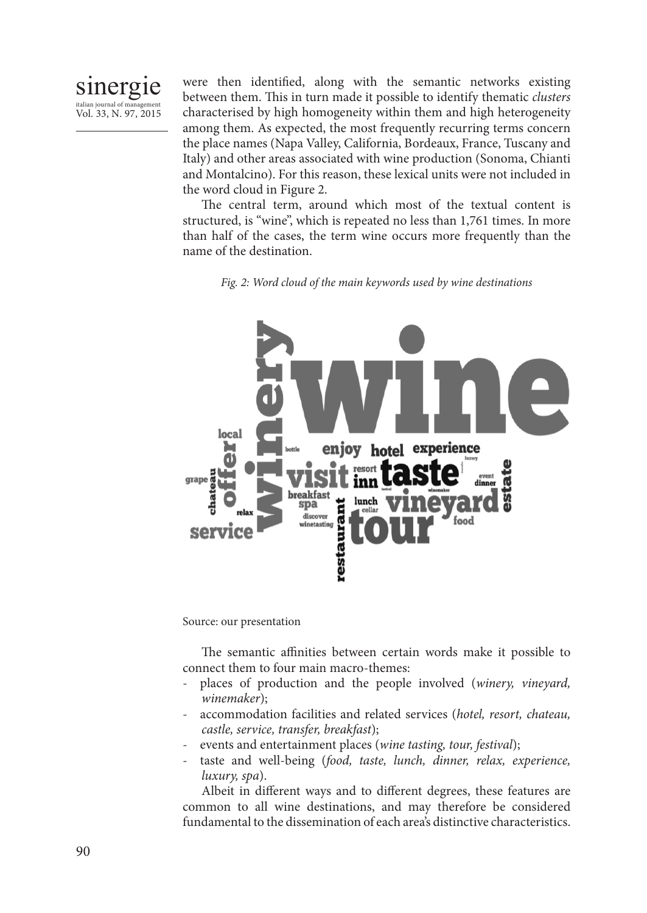were then identified, along with the semantic networks existing between them. This in turn made it possible to identify thematic *clusters* characterised by high homogeneity within them and high heterogeneity among them. As expected, the most frequently recurring terms concern the place names (Napa Valley, California, Bordeaux, France, Tuscany and Italy) and other areas associated with wine production (Sonoma, Chianti and Montalcino). For this reason, these lexical units were not included in the word cloud in Figure 2.

The central term, around which most of the textual content is structured, is "wine", which is repeated no less than 1,761 times. In more than half of the cases, the term wine occurs more frequently than the name of the destination.

*Fig. 2: Word cloud of the main keywords used by wine destinations*

Source: our presentation

The semantic affinities between certain words make it possible to connect them to four main macro-themes:

- places of production and the people involved (*winery, vineyard, winemaker*);
- accommodation facilities and related services (*hotel, resort, chateau, castle, service, transfer, breakfast*);
- events and entertainment places (*wine tasting, tour, festival*);
- taste and well-being (*food, taste, lunch, dinner, relax, experience, luxury, spa*).

Albeit in different ways and to different degrees, these features are common to all wine destinations, and may therefore be considered fundamental to the dissemination of each area's distinctive characteristics.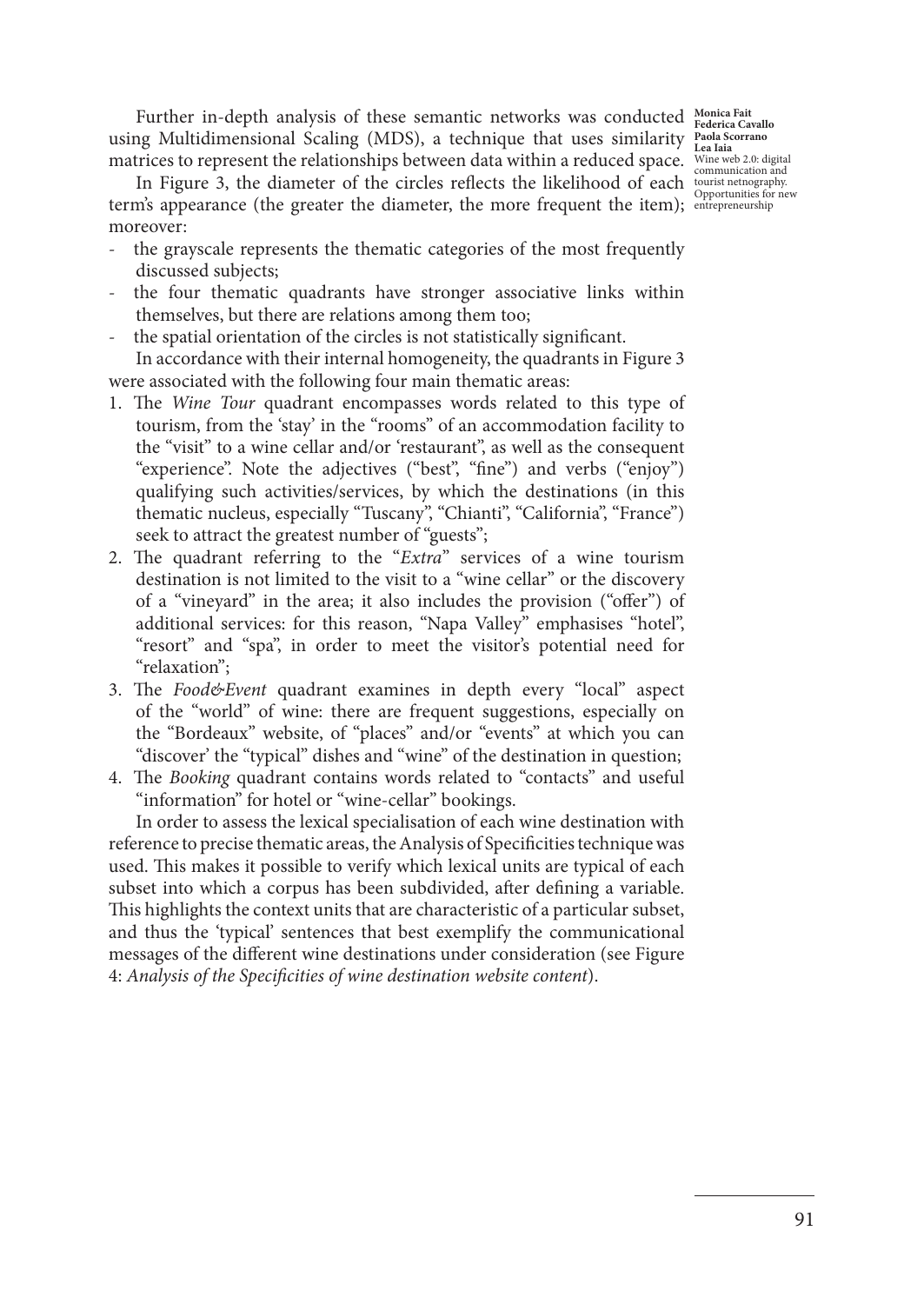Further in-depth analysis of these semantic networks was conducted using Multidimensional Scaling (MDS), a technique that uses similarity matrices to represent the relationships between data within a reduced space.

In Figure 3, the diameter of the circles reflects the likelihood of each term's appearance (the greater the diameter, the more frequent the item); moreover:

- the grayscale represents the thematic categories of the most frequently discussed subjects;
- the four thematic quadrants have stronger associative links within themselves, but there are relations among them too;
- the spatial orientation of the circles is not statistically significant.

In accordance with their internal homogeneity, the quadrants in Figure 3 were associated with the following four main thematic areas:

1. The *Wine Tour* quadrant encompasses words related to this type of tourism, from the 'stay' in the "rooms" of an accommodation facility to the "visit" to a wine cellar and/or 'restaurant", as well as the consequent "experience". Note the adjectives ("best", "fine") and verbs ("enjoy") qualifying such activities/services, by which the destinations (in this thematic nucleus, especially "Tuscany", "Chianti", "California", "France") seek to attract the greatest number of "guests";
2. The quadrant referring to the "*Extra*" services of a wine tourism destination is not limited to the visit to a "wine cellar" or the discovery of a "vineyard" in the area; it also includes the provision ("offer") of additional services: for this reason, "Napa Valley" emphasises "hotel", "resort" and "spa", in order to meet the visitor's potential need for "relaxation";
3. The *Food&Event* quadrant examines in depth every "local" aspect of the "world" of wine: there are frequent suggestions, especially on the "Bordeaux" website, of "places" and/or "events" at which you can "discover' the "typical" dishes and "wine" of the destination in question;
4. The *Booking* quadrant contains words related to "contacts" and useful "information" for hotel or "wine-cellar" bookings.

In order to assess the lexical specialisation of each wine destination with reference to precise thematic areas, the Analysis of Specificities technique was used. This makes it possible to verify which lexical units are typical of each subset into which a corpus has been subdivided, after defining a variable. This highlights the context units that are characteristic of a particular subset, and thus the 'typical' sentences that best exemplify the communicational messages of the different wine destinations under consideration (see Figure 4: *Analysis of the Specificities of wine destination website content*).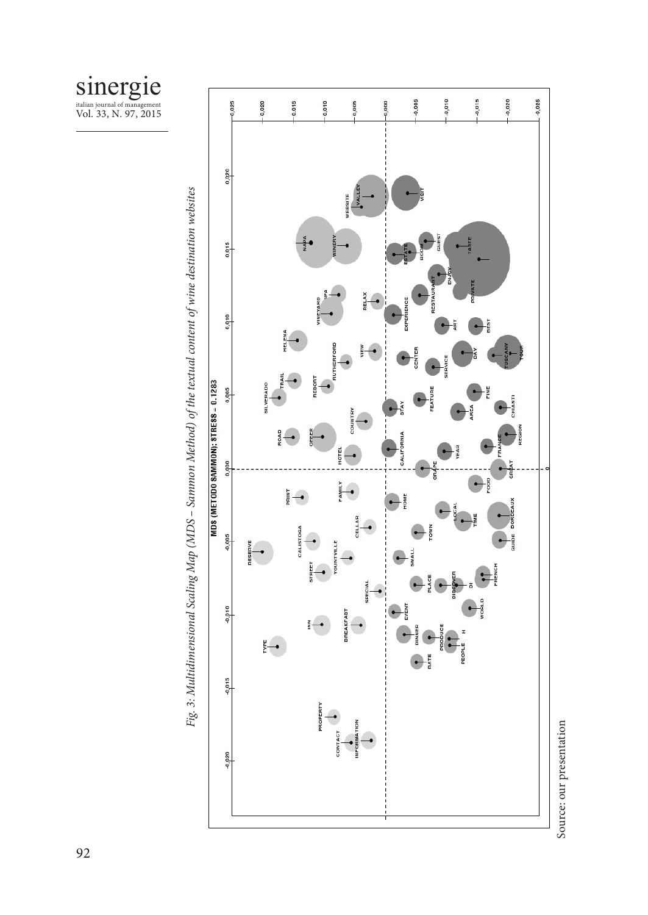*Fig. 3: Multidimensional Scaling Map (MDS – Sammon Method) of the textual content of wine destination websites*

MDS (METODO SAMMON): STRESS = 0.1283

Source: our presentation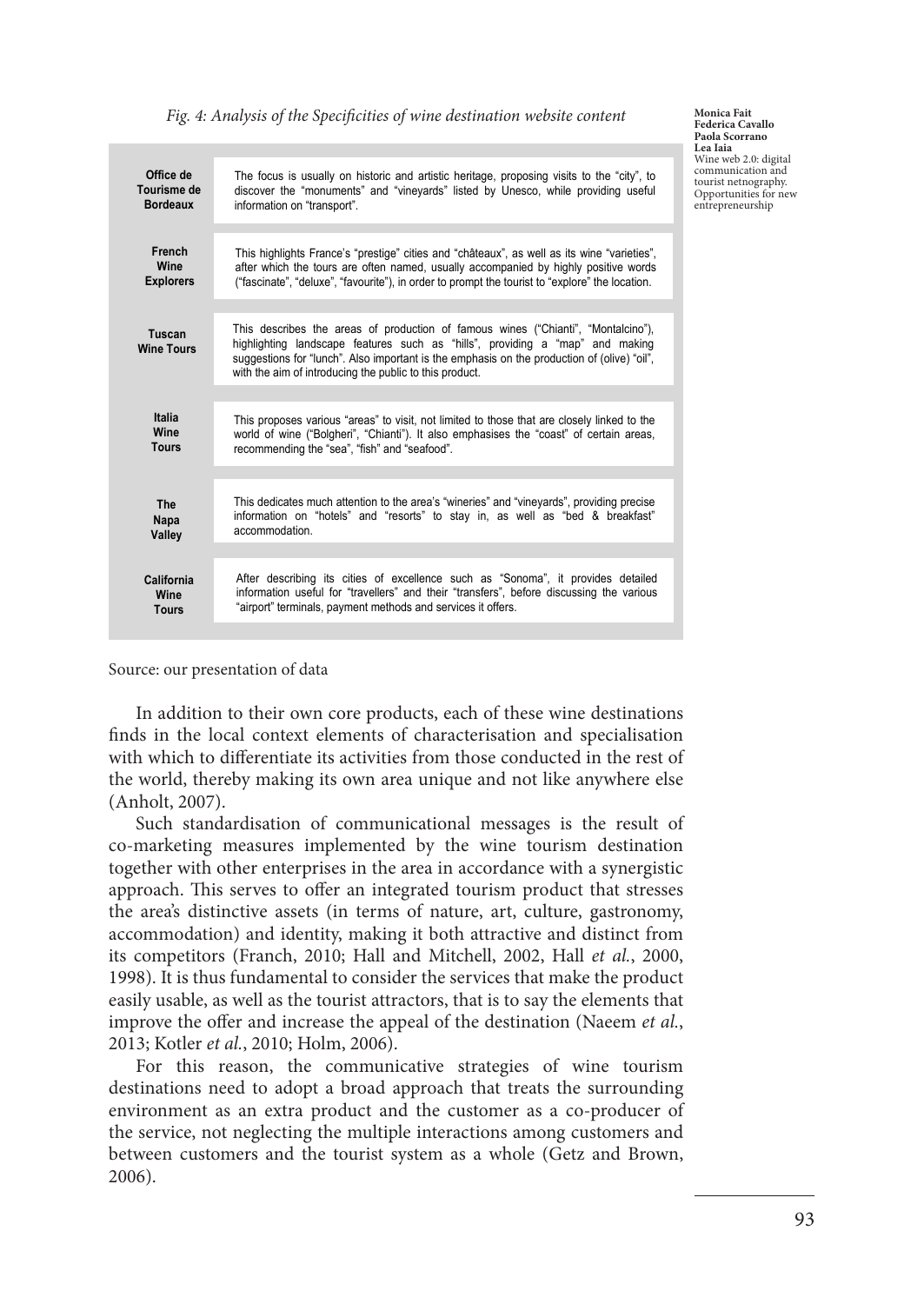*Fig. 4: Analysis of the Specificities of wine destination website content*

| | |
|---|---|
| **Office de Tourisme de Bordeaux** | The focus is usually on historic and artistic heritage, proposing visits to the "city", to discover the "monuments" and "vineyards" listed by Unesco, while providing useful information on "transport". |
| **French Wine Explorers** | This highlights France's "prestige" cities and "châteaux", as well as its wine "varieties", after which the tours are often named, usually accompanied by highly positive words ("fascinate", "deluxe", "favourite"), in order to prompt the tourist to "explore" the location. |
| **Tuscan Wine Tours** | This describes the areas of production of famous wines ("Chianti", "Montalcino"), highlighting landscape features such as "hills", providing a "map" and making suggestions for "lunch". Also important is the emphasis on the production of (olive) "oil", with the aim of introducing the public to this product. |
| **Italia Wine Tours** | This proposes various "areas" to visit, not limited to those that are closely linked to the world of wine ("Bolgheri", "Chianti"). It also emphasises the "coast" of certain areas, recommending the "sea", "fish" and "seafood". |
| **The Napa Valley** | This dedicates much attention to the area's "wineries" and "vineyards", providing precise information on "hotels" and "resorts" to stay in, as well as "bed & breakfast" accommodation. |
| **California Wine Tours** | After describing its cities of excellence such as "Sonoma", it provides detailed information useful for "travellers" and their "transfers", before discussing the various "airport" terminals, payment methods and services it offers. |

Source: our presentation of data

In addition to their own core products, each of these wine destinations finds in the local context elements of characterisation and specialisation with which to differentiate its activities from those conducted in the rest of the world, thereby making its own area unique and not like anywhere else (Anholt, 2007).

Such standardisation of communicational messages is the result of co-marketing measures implemented by the wine tourism destination together with other enterprises in the area in accordance with a synergistic approach. This serves to offer an integrated tourism product that stresses the area's distinctive assets (in terms of nature, art, culture, gastronomy, accommodation) and identity, making it both attractive and distinct from its competitors (Franch, 2010; Hall and Mitchell, 2002, Hall *et al.*, 2000, 1998). It is thus fundamental to consider the services that make the product easily usable, as well as the tourist attractors, that is to say the elements that improve the offer and increase the appeal of the destination (Naeem *et al.*, 2013; Kotler *et al.*, 2010; Holm, 2006).

For this reason, the communicative strategies of wine tourism destinations need to adopt a broad approach that treats the surrounding environment as an extra product and the customer as a co-producer of the service, not neglecting the multiple interactions among customers and between customers and the tourist system as a whole (Getz and Brown, 2006).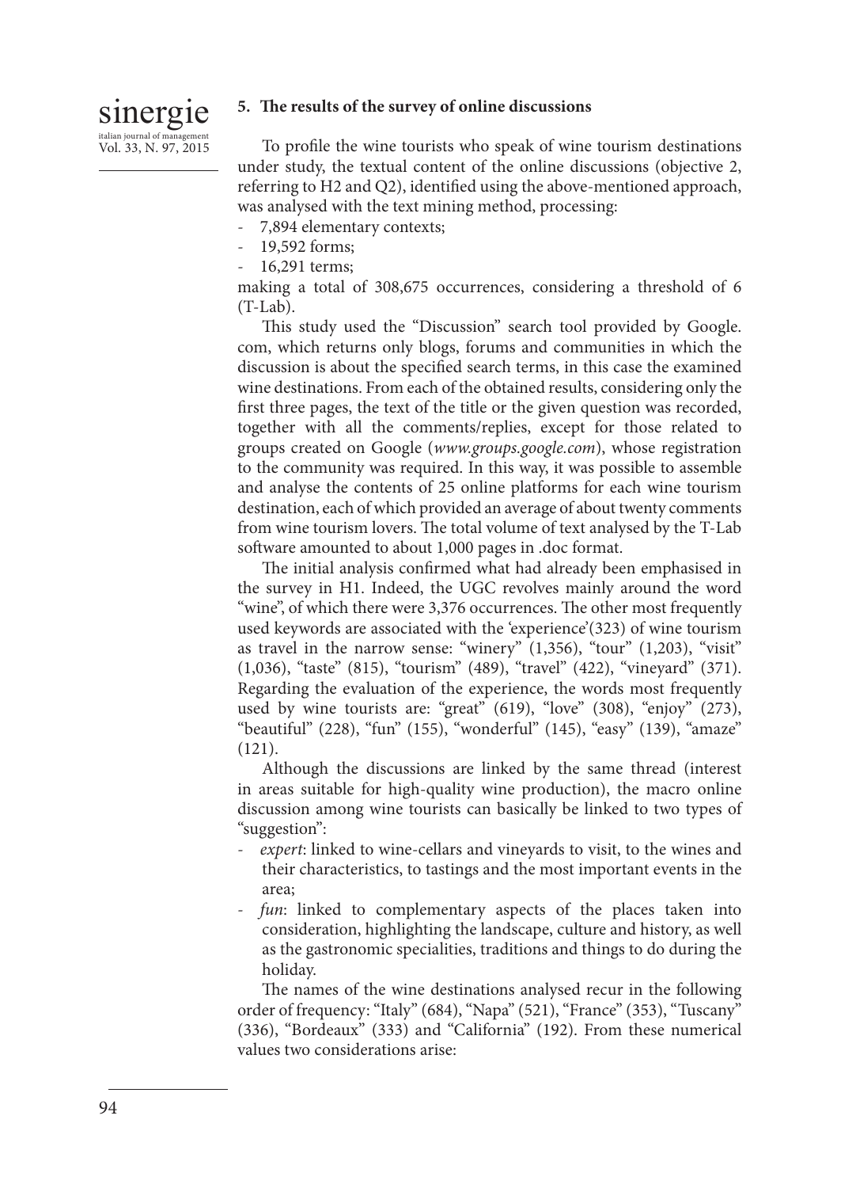## 5. The results of the survey of online discussions

To profile the wine tourists who speak of wine tourism destinations under study, the textual content of the online discussions (objective 2, referring to H2 and Q2), identified using the above-mentioned approach, was analysed with the text mining method, processing:

- 7,894 elementary contexts;
- 19,592 forms;
- 16,291 terms;

making a total of 308,675 occurrences, considering a threshold of 6 (T-Lab).

This study used the "Discussion" search tool provided by Google.com, which returns only blogs, forums and communities in which the discussion is about the specified search terms, in this case the examined wine destinations. From each of the obtained results, considering only the first three pages, the text of the title or the given question was recorded, together with all the comments/replies, except for those related to groups created on Google (*www.groups.google.com*), whose registration to the community was required. In this way, it was possible to assemble and analyse the contents of 25 online platforms for each wine tourism destination, each of which provided an average of about twenty comments from wine tourism lovers. The total volume of text analysed by the T-Lab software amounted to about 1,000 pages in .doc format.

The initial analysis confirmed what had already been emphasised in the survey in H1. Indeed, the UGC revolves mainly around the word "wine", of which there were 3,376 occurrences. The other most frequently used keywords are associated with the 'experience'(323) of wine tourism as travel in the narrow sense: "winery" (1,356), "tour" (1,203), "visit" (1,036), "taste" (815), "tourism" (489), "travel" (422), "vineyard" (371). Regarding the evaluation of the experience, the words most frequently used by wine tourists are: "great" (619), "love" (308), "enjoy" (273), "beautiful" (228), "fun" (155), "wonderful" (145), "easy" (139), "amaze" (121).

Although the discussions are linked by the same thread (interest in areas suitable for high-quality wine production), the macro online discussion among wine tourists can basically be linked to two types of "suggestion":

- *expert*: linked to wine-cellars and vineyards to visit, to the wines and their characteristics, to tastings and the most important events in the area;
- *fun*: linked to complementary aspects of the places taken into consideration, highlighting the landscape, culture and history, as well as the gastronomic specialities, traditions and things to do during the holiday.

The names of the wine destinations analysed recur in the following order of frequency: "Italy" (684), "Napa" (521), "France" (353), "Tuscany" (336), "Bordeaux" (333) and "California" (192). From these numerical values two considerations arise: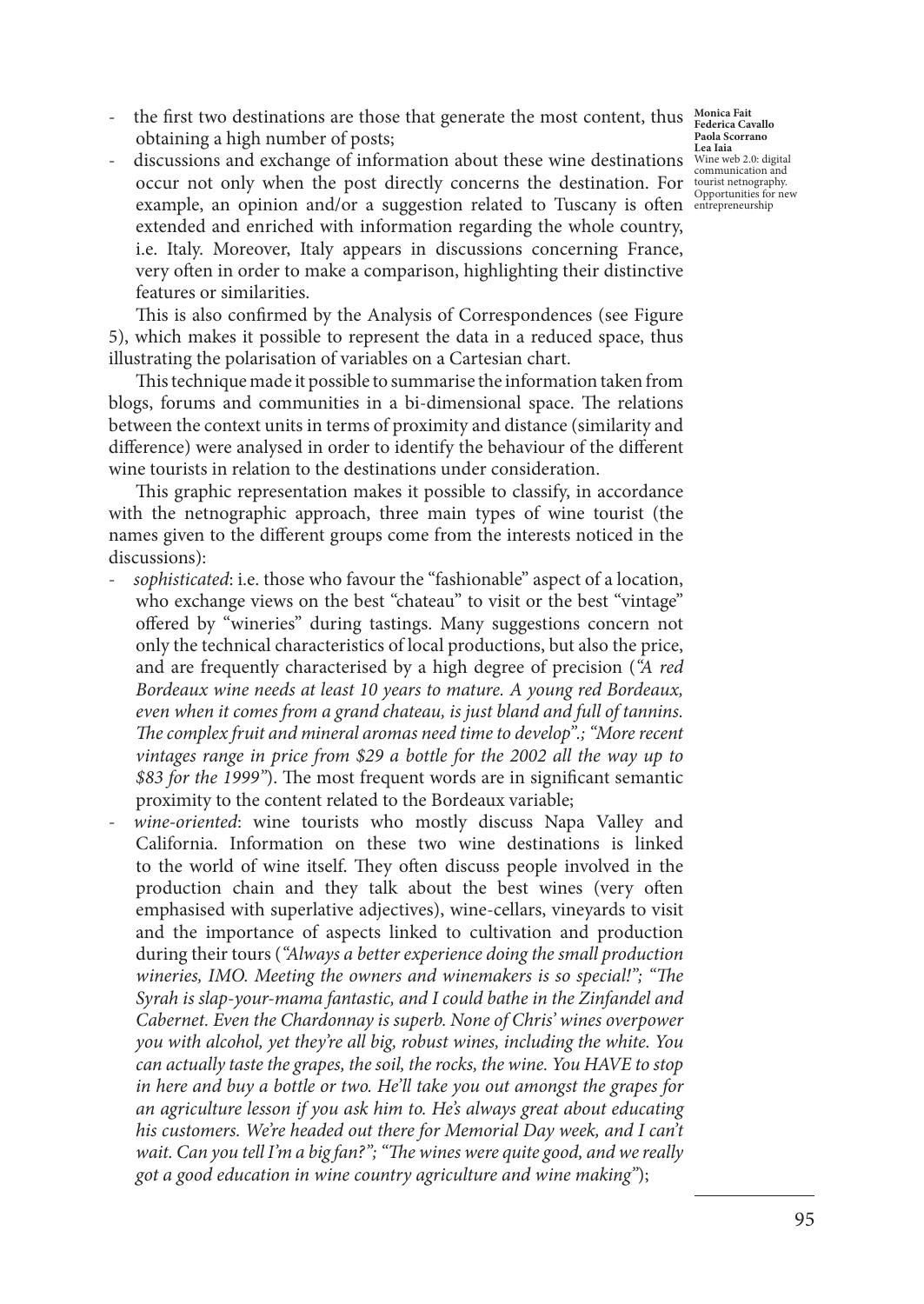- the first two destinations are those that generate the most content, thus obtaining a high number of posts;
- discussions and exchange of information about these wine destinations occur not only when the post directly concerns the destination. For example, an opinion and/or a suggestion related to Tuscany is often extended and enriched with information regarding the whole country, i.e. Italy. Moreover, Italy appears in discussions concerning France, very often in order to make a comparison, highlighting their distinctive features or similarities.

This is also confirmed by the Analysis of Correspondences (see Figure 5), which makes it possible to represent the data in a reduced space, thus illustrating the polarisation of variables on a Cartesian chart.

This technique made it possible to summarise the information taken from blogs, forums and communities in a bi-dimensional space. The relations between the context units in terms of proximity and distance (similarity and difference) were analysed in order to identify the behaviour of the different wine tourists in relation to the destinations under consideration.

This graphic representation makes it possible to classify, in accordance with the netnographic approach, three main types of wine tourist (the names given to the different groups come from the interests noticed in the discussions):

- *sophisticated*: i.e. those who favour the "fashionable" aspect of a location, who exchange views on the best "chateau" to visit or the best "vintage" offered by "wineries" during tastings. Many suggestions concern not only the technical characteristics of local productions, but also the price, and are frequently characterised by a high degree of precision (*"A red Bordeaux wine needs at least 10 years to mature. A young red Bordeaux, even when it comes from a grand chateau, is just bland and full of tannins. The complex fruit and mineral aromas need time to develop".; "More recent vintages range in price from $29 a bottle for the 2002 all the way up to $83 for the 1999"*). The most frequent words are in significant semantic proximity to the content related to the Bordeaux variable;
- *wine-oriented*: wine tourists who mostly discuss Napa Valley and California. Information on these two wine destinations is linked to the world of wine itself. They often discuss people involved in the production chain and they talk about the best wines (very often emphasised with superlative adjectives), wine-cellars, vineyards to visit and the importance of aspects linked to cultivation and production during their tours (*"Always a better experience doing the small production wineries, IMO. Meeting the owners and winemakers is so special!"; "The Syrah is slap-your-mama fantastic, and I could bathe in the Zinfandel and Cabernet. Even the Chardonnay is superb. None of Chris' wines overpower you with alcohol, yet they're all big, robust wines, including the white. You can actually taste the grapes, the soil, the rocks, the wine. You HAVE to stop in here and buy a bottle or two. He'll take you out amongst the grapes for an agriculture lesson if you ask him to. He's always great about educating his customers. We're headed out there for Memorial Day week, and I can't wait. Can you tell I'm a big fan?"; "The wines were quite good, and we really got a good education in wine country agriculture and wine making"*);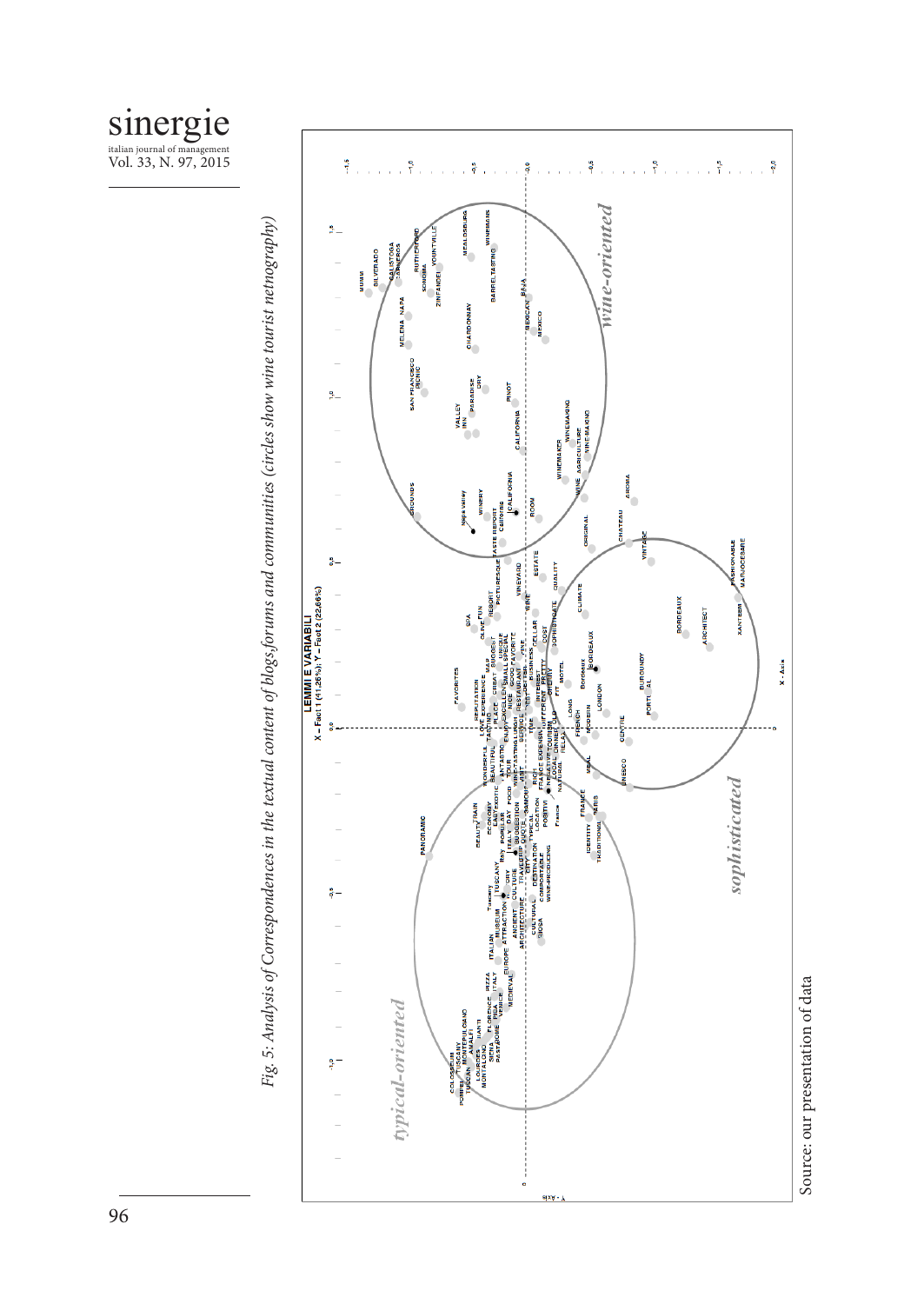*Fig. 5: Analysis of Correspondences in the textual content of blogs,forums and communities (circles show wine tourist netnography)*

Source: our presentation of data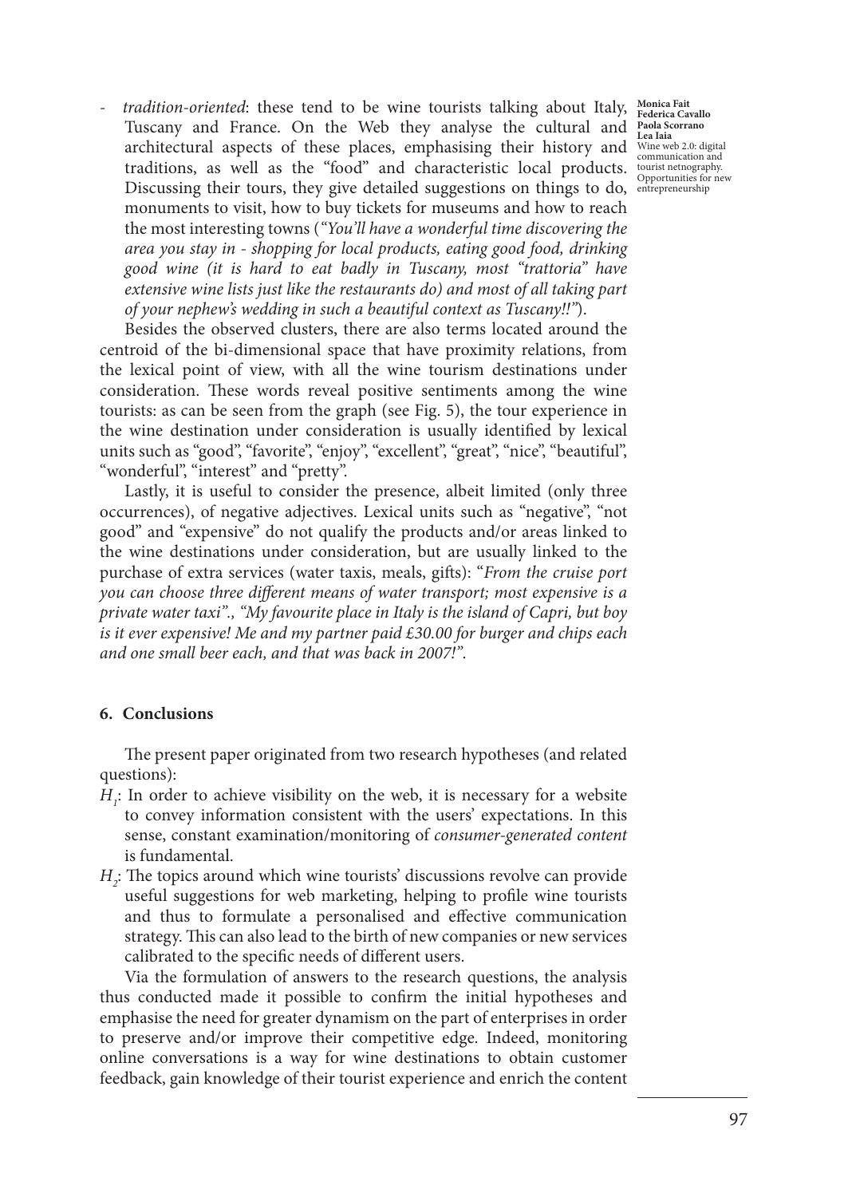- *tradition-oriented*: these tend to be wine tourists talking about Italy, Tuscany and France. On the Web they analyse the cultural and architectural aspects of these places, emphasising their history and traditions, as well as the "food" and characteristic local products. Discussing their tours, they give detailed suggestions on things to do, monuments to visit, how to buy tickets for museums and how to reach the most interesting towns (*"You'll have a wonderful time discovering the area you stay in - shopping for local products, eating good food, drinking good wine (it is hard to eat badly in Tuscany, most "trattoria" have extensive wine lists just like the restaurants do) and most of all taking part of your nephew's wedding in such a beautiful context as Tuscany!!"*).

Besides the observed clusters, there are also terms located around the centroid of the bi-dimensional space that have proximity relations, from the lexical point of view, with all the wine tourism destinations under consideration. These words reveal positive sentiments among the wine tourists: as can be seen from the graph (see Fig. 5), the tour experience in the wine destination under consideration is usually identified by lexical units such as "good", "favorite", "enjoy", "excellent", "great", "nice", "beautiful", "wonderful", "interest" and "pretty".

Lastly, it is useful to consider the presence, albeit limited (only three occurrences), of negative adjectives. Lexical units such as "negative", "not good" and "expensive" do not qualify the products and/or areas linked to the wine destinations under consideration, but are usually linked to the purchase of extra services (water taxis, meals, gifts): "*From the cruise port you can choose three different means of water transport; most expensive is a private water taxi"., "My favourite place in Italy is the island of Capri, but boy is it ever expensive! Me and my partner paid £30.00 for burger and chips each and one small beer each, and that was back in 2007!"*.

## 6. Conclusions

The present paper originated from two research hypotheses (and related questions):

$H_1$: In order to achieve visibility on the web, it is necessary for a website to convey information consistent with the users' expectations. In this sense, constant examination/monitoring of *consumer-generated content* is fundamental.

$H_2$: The topics around which wine tourists' discussions revolve can provide useful suggestions for web marketing, helping to profile wine tourists and thus to formulate a personalised and effective communication strategy. This can also lead to the birth of new companies or new services calibrated to the specific needs of different users.

Via the formulation of answers to the research questions, the analysis thus conducted made it possible to confirm the initial hypotheses and emphasise the need for greater dynamism on the part of enterprises in order to preserve and/or improve their competitive edge. Indeed, monitoring online conversations is a way for wine destinations to obtain customer feedback, gain knowledge of their tourist experience and enrich the content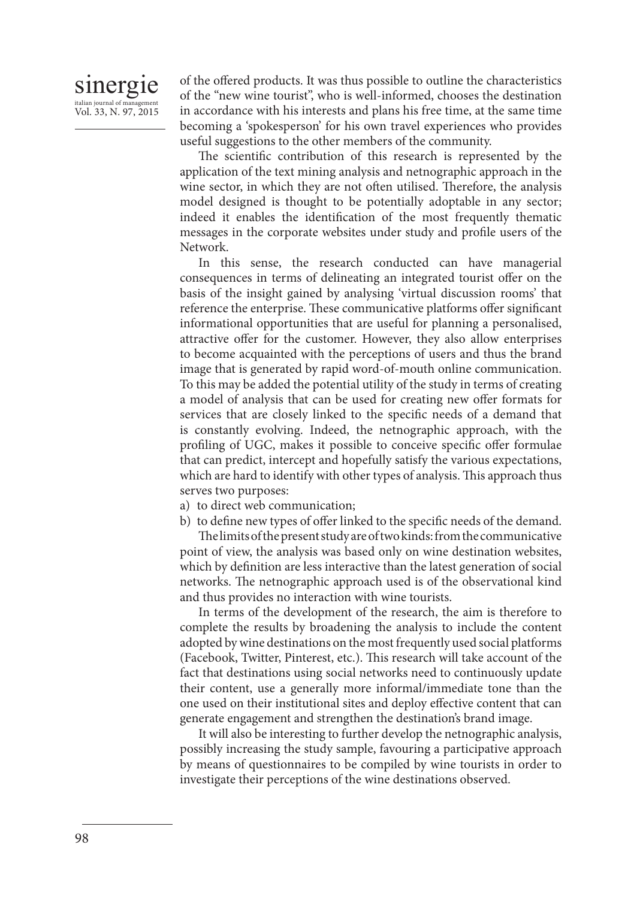of the offered products. It was thus possible to outline the characteristics of the "new wine tourist", who is well-informed, chooses the destination in accordance with his interests and plans his free time, at the same time becoming a 'spokesperson' for his own travel experiences who provides useful suggestions to the other members of the community.

The scientific contribution of this research is represented by the application of the text mining analysis and netnographic approach in the wine sector, in which they are not often utilised. Therefore, the analysis model designed is thought to be potentially adoptable in any sector; indeed it enables the identification of the most frequently thematic messages in the corporate websites under study and profile users of the Network.

In this sense, the research conducted can have managerial consequences in terms of delineating an integrated tourist offer on the basis of the insight gained by analysing 'virtual discussion rooms' that reference the enterprise. These communicative platforms offer significant informational opportunities that are useful for planning a personalised, attractive offer for the customer. However, they also allow enterprises to become acquainted with the perceptions of users and thus the brand image that is generated by rapid word-of-mouth online communication. To this may be added the potential utility of the study in terms of creating a model of analysis that can be used for creating new offer formats for services that are closely linked to the specific needs of a demand that is constantly evolving. Indeed, the netnographic approach, with the profiling of UGC, makes it possible to conceive specific offer formulae that can predict, intercept and hopefully satisfy the various expectations, which are hard to identify with other types of analysis. This approach thus serves two purposes:

a) to direct web communication;
b) to define new types of offer linked to the specific needs of the demand.

The limits of the present study are of two kinds: from the communicative point of view, the analysis was based only on wine destination websites, which by definition are less interactive than the latest generation of social networks. The netnographic approach used is of the observational kind and thus provides no interaction with wine tourists.

In terms of the development of the research, the aim is therefore to complete the results by broadening the analysis to include the content adopted by wine destinations on the most frequently used social platforms (Facebook, Twitter, Pinterest, etc.). This research will take account of the fact that destinations using social networks need to continuously update their content, use a generally more informal/immediate tone than the one used on their institutional sites and deploy effective content that can generate engagement and strengthen the destination's brand image.

It will also be interesting to further develop the netnographic analysis, possibly increasing the study sample, favouring a participative approach by means of questionnaires to be compiled by wine tourists in order to investigate their perceptions of the wine destinations observed.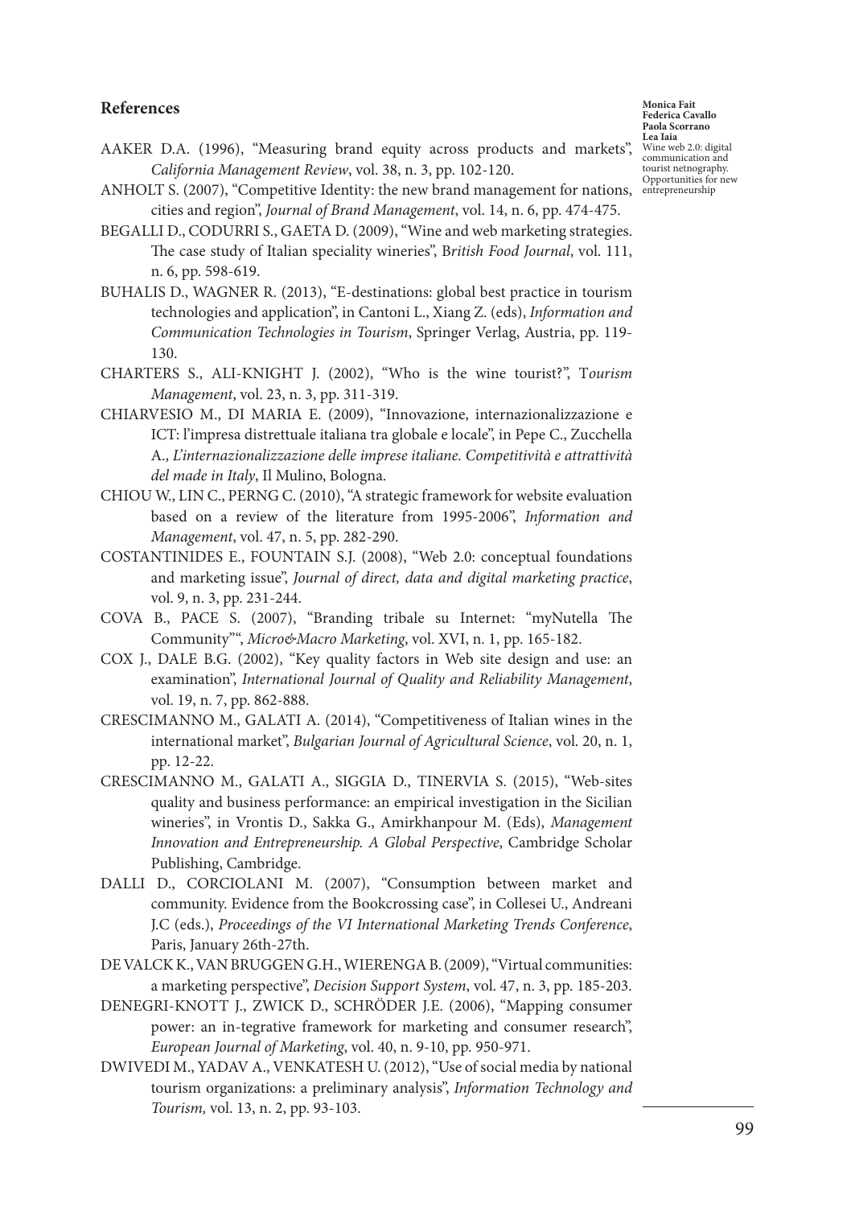## References

AAKER D.A. (1996), "Measuring brand equity across products and markets", *California Management Review*, vol. 38, n. 3, pp. 102-120.

ANHOLT S. (2007), "Competitive Identity: the new brand management for nations, cities and region", *Journal of Brand Management*, vol. 14, n. 6, pp. 474-475.

BEGALLI D., CODURRI S., GAETA D. (2009), "Wine and web marketing strategies. The case study of Italian speciality wineries", B*ritish Food Journal*, vol. 111, n. 6, pp. 598-619.

BUHALIS D., WAGNER R. (2013), "E-destinations: global best practice in tourism technologies and application", in Cantoni L., Xiang Z. (eds), *Information and Communication Technologies in Tourism*, Springer Verlag, Austria, pp. 119-130.

CHARTERS S., ALI-KNIGHT J. (2002), "Who is the wine tourist?", T*ourism Management*, vol. 23, n. 3, pp. 311-319.

CHIARVESIO M., DI MARIA E. (2009), "Innovazione, internazionalizzazione e ICT: l'impresa distrettuale italiana tra globale e locale", in Pepe C., Zucchella A., *L'internazionalizzazione delle imprese italiane. Competitività e attrattività del made in Italy*, Il Mulino, Bologna.

CHIOU W., LIN C., PERNG C. (2010), "A strategic framework for website evaluation based on a review of the literature from 1995-2006", *Information and Management*, vol. 47, n. 5, pp. 282-290.

COSTANTINIDES E., FOUNTAIN S.J. (2008), "Web 2.0: conceptual foundations and marketing issue", *Journal of direct, data and digital marketing practice*, vol. 9, n. 3, pp. 231-244.

COVA B., PACE S. (2007), "Branding tribale su Internet: "myNutella The Community"", *Micro&Macro Marketing*, vol. XVI, n. 1, pp. 165-182.

COX J., DALE B.G. (2002), "Key quality factors in Web site design and use: an examination", *International Journal of Quality and Reliability Management*, vol. 19, n. 7, pp. 862-888.

CRESCIMANNO M., GALATI A. (2014), "Competitiveness of Italian wines in the international market", *Bulgarian Journal of Agricultural Science*, vol. 20, n. 1, pp. 12-22.

CRESCIMANNO M., GALATI A., SIGGIA D., TINERVIA S. (2015), "Web-sites quality and business performance: an empirical investigation in the Sicilian wineries", in Vrontis D., Sakka G., Amirkhanpour M. (Eds), *Management Innovation and Entrepreneurship. A Global Perspective*, Cambridge Scholar Publishing, Cambridge.

DALLI D., CORCIOLANI M. (2007), "Consumption between market and community. Evidence from the Bookcrossing case", in Collesei U., Andreani J.C (eds.), *Proceedings of the VI International Marketing Trends Conference*, Paris, January 26th-27th.

DE VALCK K., VAN BRUGGEN G.H., WIERENGA B. (2009), "Virtual communities: a marketing perspective", *Decision Support System*, vol. 47, n. 3, pp. 185-203.

DENEGRI-KNOTT J., ZWICK D., SCHRÖDER J.E. (2006), "Mapping consumer power: an in-tegrative framework for marketing and consumer research", *European Journal of Marketing*, vol. 40, n. 9-10, pp. 950-971.

DWIVEDI M., YADAV A., VENKATESH U. (2012), "Use of social media by national tourism organizations: a preliminary analysis", *Information Technology and Tourism,* vol. 13, n. 2, pp. 93-103.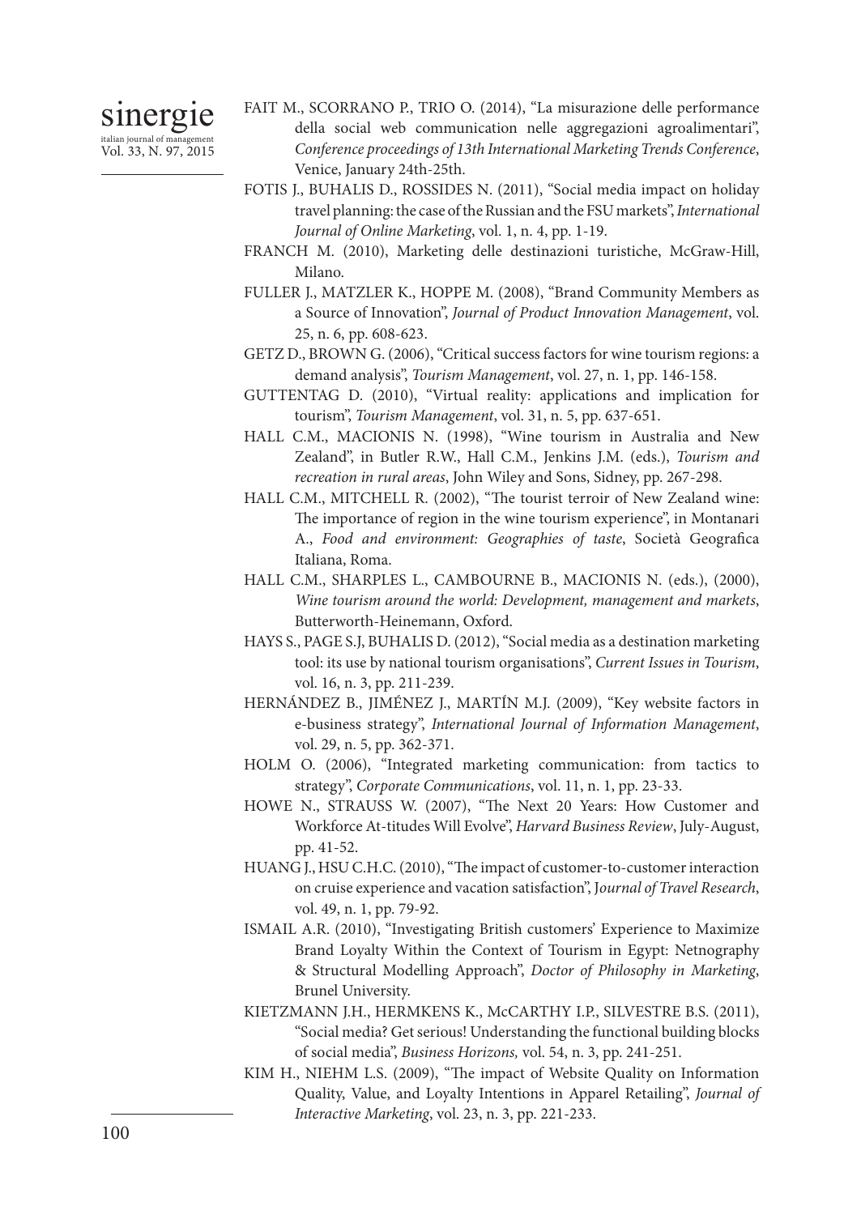FAIT M., SCORRANO P., TRIO O. (2014), "La misurazione delle performance della social web communication nelle aggregazioni agroalimentari", *Conference proceedings of 13th International Marketing Trends Conference*, Venice, January 24th-25th.

FOTIS J., BUHALIS D., ROSSIDES N. (2011), "Social media impact on holiday travel planning: the case of the Russian and the FSU markets", *International Journal of Online Marketing*, vol. 1, n. 4, pp. 1-19.

FRANCH M. (2010), Marketing delle destinazioni turistiche, McGraw-Hill, Milano.

FULLER J., MATZLER K., HOPPE M. (2008), "Brand Community Members as a Source of Innovation", *Journal of Product Innovation Management*, vol. 25, n. 6, pp. 608-623.

GETZ D., BROWN G. (2006), "Critical success factors for wine tourism regions: a demand analysis", *Tourism Management*, vol. 27, n. 1, pp. 146-158.

GUTTENTAG D. (2010), "Virtual reality: applications and implication for tourism", *Tourism Management*, vol. 31, n. 5, pp. 637-651.

HALL C.M., MACIONIS N. (1998), "Wine tourism in Australia and New Zealand", in Butler R.W., Hall C.M., Jenkins J.M. (eds.), *Tourism and recreation in rural areas*, John Wiley and Sons, Sidney, pp. 267-298.

HALL C.M., MITCHELL R. (2002), "The tourist terroir of New Zealand wine: The importance of region in the wine tourism experience", in Montanari A., *Food and environment: Geographies of taste*, Società Geografica Italiana, Roma.

HALL C.M., SHARPLES L., CAMBOURNE B., MACIONIS N. (eds.), (2000), *Wine tourism around the world: Development, management and markets*, Butterworth-Heinemann, Oxford.

HAYS S., PAGE S.J, BUHALIS D. (2012), "Social media as a destination marketing tool: its use by national tourism organisations", *Current Issues in Tourism*, vol. 16, n. 3, pp. 211-239.

HERNÁNDEZ B., JIMÉNEZ J., MARTÍN M.J. (2009), "Key website factors in e-business strategy", *International Journal of Information Management*, vol. 29, n. 5, pp. 362-371.

HOLM O. (2006), "Integrated marketing communication: from tactics to strategy", *Corporate Communications*, vol. 11, n. 1, pp. 23-33.

HOWE N., STRAUSS W. (2007), "The Next 20 Years: How Customer and Workforce At-titudes Will Evolve", *Harvard Business Review*, July-August, pp. 41-52.

HUANG J., HSU C.H.C. (2010), "The impact of customer-to-customer interaction on cruise experience and vacation satisfaction", J*ournal of Travel Research*, vol. 49, n. 1, pp. 79-92.

ISMAIL A.R. (2010), "Investigating British customers' Experience to Maximize Brand Loyalty Within the Context of Tourism in Egypt: Netnography & Structural Modelling Approach", *Doctor of Philosophy in Marketing*, Brunel University.

KIETZMANN J.H., HERMKENS K., McCARTHY I.P., SILVESTRE B.S. (2011), "Social media? Get serious! Understanding the functional building blocks of social media", *Business Horizons,* vol. 54, n. 3, pp. 241-251.

KIM H., NIEHM L.S. (2009), "The impact of Website Quality on Information Quality, Value, and Loyalty Intentions in Apparel Retailing", *Journal of Interactive Marketing*, vol. 23, n. 3, pp. 221-233.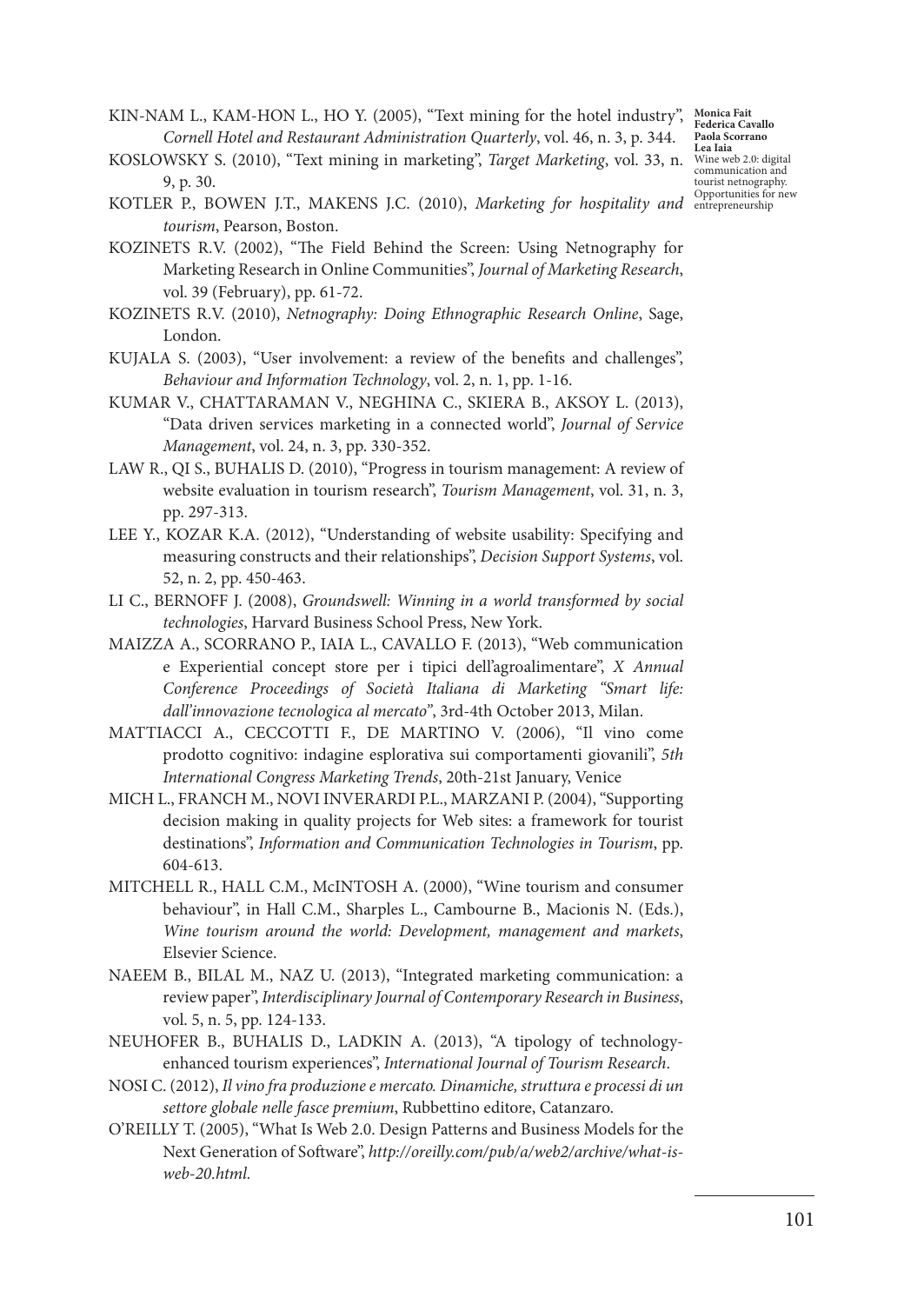KIN-NAM L., KAM-HON L., HO Y. (2005), "Text mining for the hotel industry", *Cornell Hotel and Restaurant Administration Quarterly*, vol. 46, n. 3, p. 344.

KOSLOWSKY S. (2010), "Text mining in marketing", *Target Marketing*, vol. 33, n. 9, p. 30.

KOTLER P., BOWEN J.T., MAKENS J.C. (2010), *Marketing for hospitality and tourism*, Pearson, Boston.

KOZINETS R.V. (2002), "The Field Behind the Screen: Using Netnography for Marketing Research in Online Communities", *Journal of Marketing Research*, vol. 39 (February), pp. 61-72.

KOZINETS R.V. (2010), *Netnography: Doing Ethnographic Research Online*, Sage, London.

KUJALA S. (2003), "User involvement: a review of the benefits and challenges", *Behaviour and Information Technology*, vol. 2, n. 1, pp. 1-16.

KUMAR V., CHATTARAMAN V., NEGHINA C., SKIERA B., AKSOY L. (2013), "Data driven services marketing in a connected world", *Journal of Service Management*, vol. 24, n. 3, pp. 330-352.

LAW R., QI S., BUHALIS D. (2010), "Progress in tourism management: A review of website evaluation in tourism research", *Tourism Management*, vol. 31, n. 3, pp. 297-313.

LEE Y., KOZAR K.A. (2012), "Understanding of website usability: Specifying and measuring constructs and their relationships", *Decision Support Systems*, vol. 52, n. 2, pp. 450-463.

LI C., BERNOFF J. (2008), *Groundswell: Winning in a world transformed by social technologies*, Harvard Business School Press, New York.

MAIZZA A., SCORRANO P., IAIA L., CAVALLO F. (2013), "Web communication e Experiential concept store per i tipici dell'agroalimentare", *X Annual Conference Proceedings of Società Italiana di Marketing "Smart life: dall'innovazione tecnologica al mercato"*, 3rd-4th October 2013, Milan.

MATTIACCI A., CECCOTTI F., DE MARTINO V. (2006), "Il vino come prodotto cognitivo: indagine esplorativa sui comportamenti giovanili", *5th International Congress Marketing Trends*, 20th-21st January, Venice

MICH L., FRANCH M., NOVI INVERARDI P.L., MARZANI P. (2004), "Supporting decision making in quality projects for Web sites: a framework for tourist destinations", *Information and Communication Technologies in Tourism*, pp. 604-613.

MITCHELL R., HALL C.M., McINTOSH A. (2000), "Wine tourism and consumer behaviour", in Hall C.M., Sharples L., Cambourne B., Macionis N. (Eds.), *Wine tourism around the world: Development, management and markets*, Elsevier Science.

NAEEM B., BILAL M., NAZ U. (2013), "Integrated marketing communication: a review paper", *Interdisciplinary Journal of Contemporary Research in Business*, vol. 5, n. 5, pp. 124-133.

NEUHOFER B., BUHALIS D., LADKIN A. (2013), "A tipology of technology-enhanced tourism experiences", *International Journal of Tourism Research*.

NOSI C. (2012), *Il vino fra produzione e mercato. Dinamiche, struttura e processi di un settore globale nelle fasce premium*, Rubbettino editore, Catanzaro.

O'REILLY T. (2005), "What Is Web 2.0. Design Patterns and Business Models for the Next Generation of Software", *http://oreilly.com/pub/a/web2/archive/what-is-web-20.html.*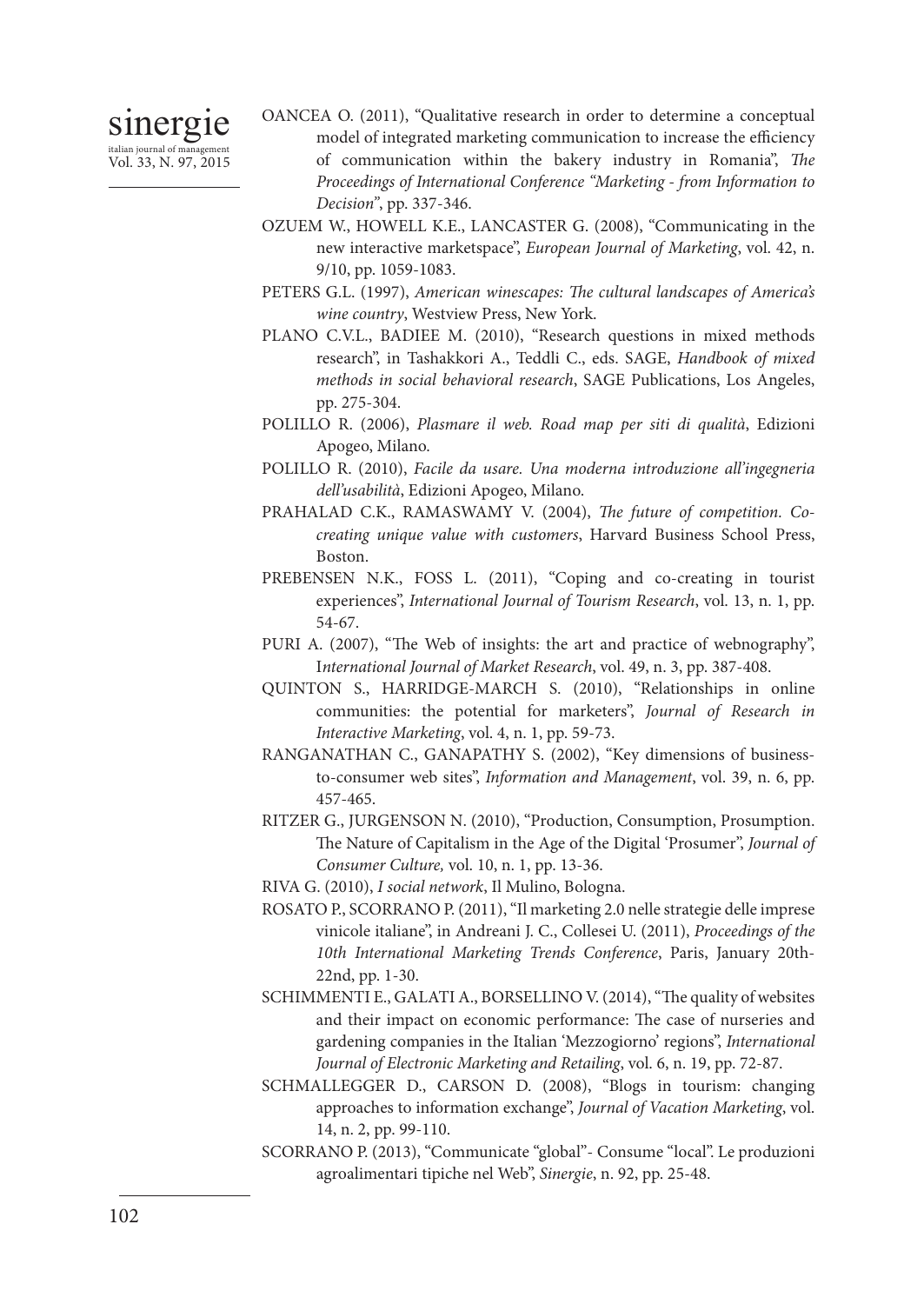OANCEA O. (2011), "Qualitative research in order to determine a conceptual model of integrated marketing communication to increase the efficiency of communication within the bakery industry in Romania", *The Proceedings of International Conference "Marketing - from Information to Decision"*, pp. 337-346.

OZUEM W., HOWELL K.E., LANCASTER G. (2008), "Communicating in the new interactive marketspace", *European Journal of Marketing*, vol. 42, n. 9/10, pp. 1059-1083.

PETERS G.L. (1997), *American winescapes: The cultural landscapes of America's wine country*, Westview Press, New York.

PLANO C.V.L., BADIEE M. (2010), "Research questions in mixed methods research", in Tashakkori A., Teddli C., eds. SAGE, *Handbook of mixed methods in social behavioral research*, SAGE Publications, Los Angeles, pp. 275-304.

POLILLO R. (2006), *Plasmare il web. Road map per siti di qualità*, Edizioni Apogeo, Milano.

POLILLO R. (2010), *Facile da usare. Una moderna introduzione all'ingegneria dell'usabilità*, Edizioni Apogeo, Milano.

PRAHALAD C.K., RAMASWAMY V. (2004), *The future of competition. Co-creating unique value with customers*, Harvard Business School Press, Boston.

PREBENSEN N.K., FOSS L. (2011), "Coping and co-creating in tourist experiences", *International Journal of Tourism Research*, vol. 13, n. 1, pp. 54-67.

PURI A. (2007), "The Web of insights: the art and practice of webnography", I*nternational Journal of Market Research*, vol. 49, n. 3, pp. 387-408.

QUINTON S., HARRIDGE-MARCH S. (2010), "Relationships in online communities: the potential for marketers", *Journal of Research in Interactive Marketing*, vol. 4, n. 1, pp. 59-73.

RANGANATHAN C., GANAPATHY S. (2002), "Key dimensions of business-to-consumer web sites", *Information and Management*, vol. 39, n. 6, pp. 457-465.

RITZER G., JURGENSON N. (2010), "Production, Consumption, Prosumption. The Nature of Capitalism in the Age of the Digital 'Prosumer", *Journal of Consumer Culture,* vol. 10, n. 1, pp. 13-36.

RIVA G. (2010), *I social network*, Il Mulino, Bologna.

ROSATO P., SCORRANO P. (2011), "Il marketing 2.0 nelle strategie delle imprese vinicole italiane", in Andreani J. C., Collesei U. (2011), *Proceedings of the 10th International Marketing Trends Conference*, Paris, January 20th-22nd, pp. 1-30.

SCHIMMENTI E., GALATI A., BORSELLINO V. (2014), "The quality of websites and their impact on economic performance: The case of nurseries and gardening companies in the Italian 'Mezzogiorno' regions", *International Journal of Electronic Marketing and Retailing*, vol. 6, n. 19, pp. 72-87.

SCHMALLEGGER D., CARSON D. (2008), "Blogs in tourism: changing approaches to information exchange", *Journal of Vacation Marketing*, vol. 14, n. 2, pp. 99-110.

SCORRANO P. (2013), "Communicate "global"- Consume "local". Le produzioni agroalimentari tipiche nel Web", *Sinergie*, n. 92, pp. 25-48.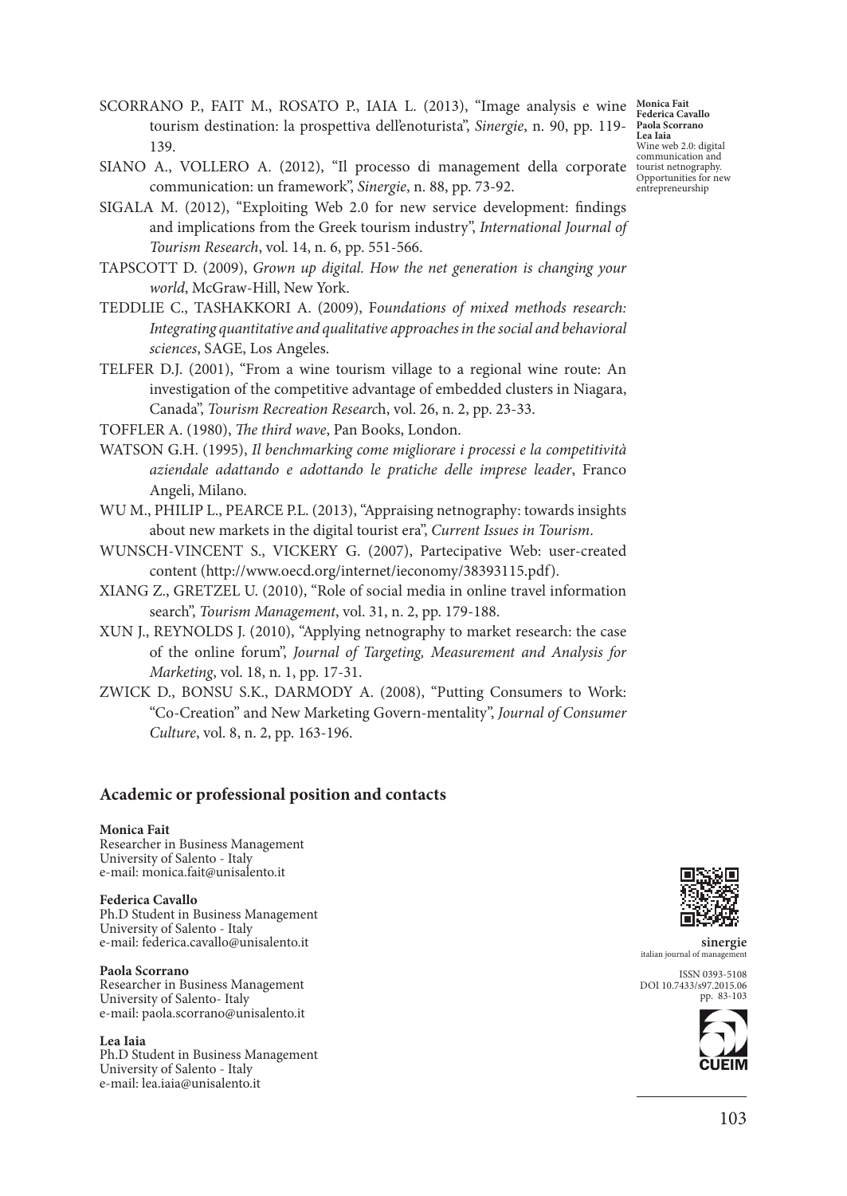SCORRANO P., FAIT M., ROSATO P., IAIA L. (2013), "Image analysis e wine tourism destination: la prospettiva dell'enoturista", *Sinergie*, n. 90, pp. 119-139.

SIANO A., VOLLERO A. (2012), "Il processo di management della corporate communication: un framework", *Sinergie*, n. 88, pp. 73-92.

SIGALA M. (2012), "Exploiting Web 2.0 for new service development: findings and implications from the Greek tourism industry", *International Journal of Tourism Research*, vol. 14, n. 6, pp. 551-566.

TAPSCOTT D. (2009), *Grown up digital. How the net generation is changing your world*, McGraw-Hill, New York.

TEDDLIE C., TASHAKKORI A. (2009), F*oundations of mixed methods research: Integrating quantitative and qualitative approaches in the social and behavioral sciences*, SAGE, Los Angeles.

TELFER D.J. (2001), "From a wine tourism village to a regional wine route: An investigation of the competitive advantage of embedded clusters in Niagara, Canada", *Tourism Recreation Researc*h, vol. 26, n. 2, pp. 23-33.

TOFFLER A. (1980), *The third wave*, Pan Books, London.

WATSON G.H. (1995), *Il benchmarking come migliorare i processi e la competitività aziendale adattando e adottando le pratiche delle imprese leader*, Franco Angeli, Milano.

WU M., PHILIP L., PEARCE P.L. (2013), "Appraising netnography: towards insights about new markets in the digital tourist era", *Current Issues in Tourism*.

WUNSCH-VINCENT S., VICKERY G. (2007), Partecipative Web: user-created content (http://www.oecd.org/internet/ieconomy/38393115.pdf).

XIANG Z., GRETZEL U. (2010), "Role of social media in online travel information search", *Tourism Management*, vol. 31, n. 2, pp. 179-188.

XUN J., REYNOLDS J. (2010), "Applying netnography to market research: the case of the online forum", *Journal of Targeting, Measurement and Analysis for Marketing*, vol. 18, n. 1, pp. 17-31.

ZWICK D., BONSU S.K., DARMODY A. (2008), "Putting Consumers to Work: "Co-Creation" and New Marketing Govern-mentality", *Journal of Consumer Culture*, vol. 8, n. 2, pp. 163-196.

## Academic or professional position and contacts

**Monica Fait**
Researcher in Business Management
University of Salento - Italy
e-mail: monica.fait@unisalento.it

**Federica Cavallo**
Ph.D Student in Business Management
University of Salento - Italy
e-mail: federica.cavallo@unisalento.it

**Paola Scorrano**
Researcher in Business Management
University of Salento- Italy
e-mail: paola.scorrano@unisalento.it

**Lea Iaia**
Ph.D Student in Business Management
University of Salento - Italy
e-mail: lea.iaia@unisalento.it

**sinergie**
italian journal of management

ISSN 0393-5108
DOI 10.7433/s97.2015.06
pp. 83-103